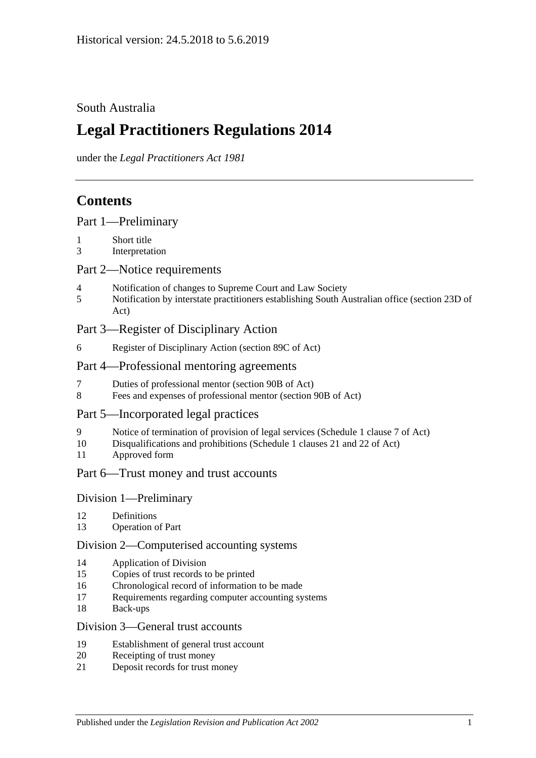Historical version: 24.5.2018 to 5.6.2019

South Australia

# Legal Practitioners Regulations 2014

under the *Legal Practitioners Act 1981*

## Contents

### Part 1—Preliminary

1 Short title
3 Interpretation

### Part 2—Notice requirements

4 Notification of changes to Supreme Court and Law Society
5 Notification by interstate practitioners establishing South Australian office (section 23D of Act)

### Part 3—Register of Disciplinary Action

6 Register of Disciplinary Action (section 89C of Act)

### Part 4—Professional mentoring agreements

7 Duties of professional mentor (section 90B of Act)
8 Fees and expenses of professional mentor (section 90B of Act)

### Part 5—Incorporated legal practices

9 Notice of termination of provision of legal services (Schedule 1 clause 7 of Act)
10 Disqualifications and prohibitions (Schedule 1 clauses 21 and 22 of Act)
11 Approved form

### Part 6—Trust money and trust accounts

#### Division 1—Preliminary

12 Definitions
13 Operation of Part

#### Division 2—Computerised accounting systems

14 Application of Division
15 Copies of trust records to be printed
16 Chronological record of information to be made
17 Requirements regarding computer accounting systems
18 Back-ups

#### Division 3—General trust accounts

19 Establishment of general trust account
20 Receipting of trust money
21 Deposit records for trust money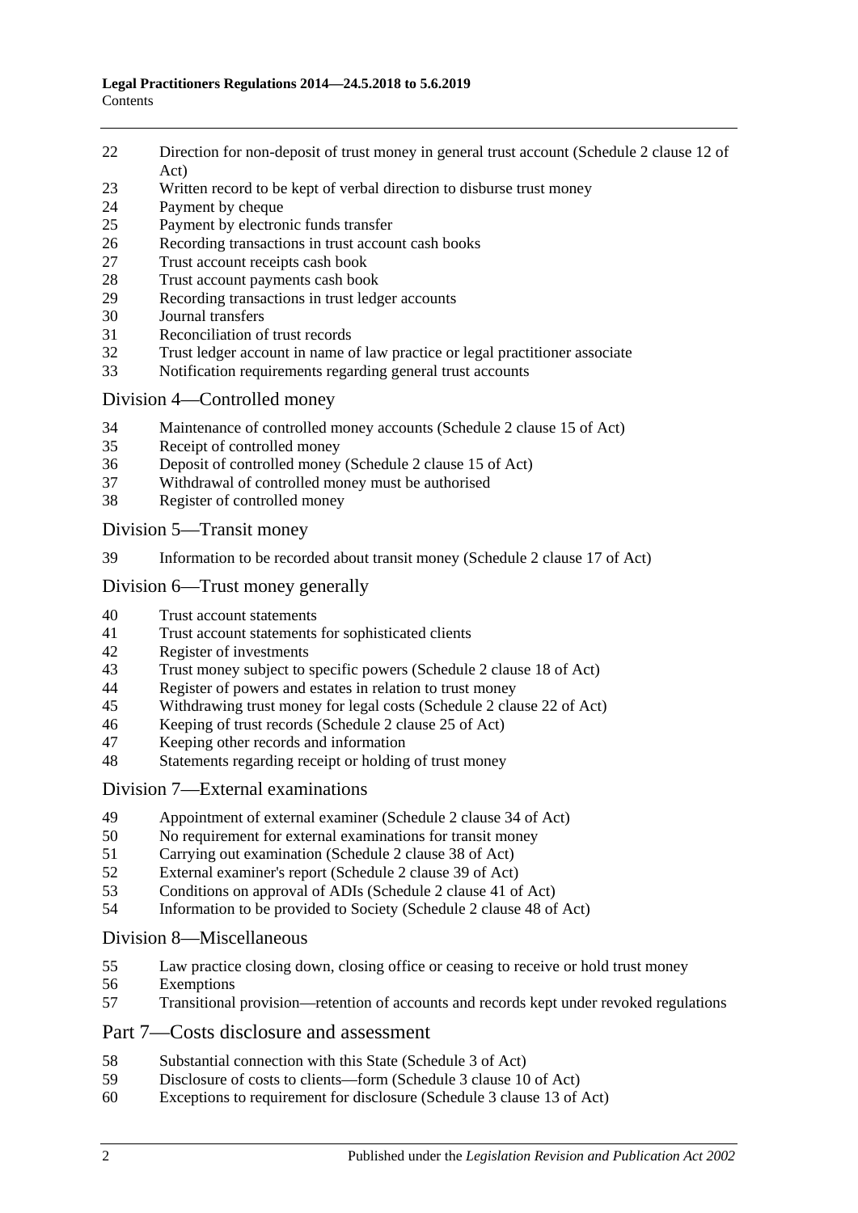22 Direction for non-deposit of trust money in general trust account (Schedule 2 clause 12 of Act)
23 Written record to be kept of verbal direction to disburse trust money
24 Payment by cheque
25 Payment by electronic funds transfer
26 Recording transactions in trust account cash books
27 Trust account receipts cash book
28 Trust account payments cash book
29 Recording transactions in trust ledger accounts
30 Journal transfers
31 Reconciliation of trust records
32 Trust ledger account in name of law practice or legal practitioner associate
33 Notification requirements regarding general trust accounts

## Division 4—Controlled money

34 Maintenance of controlled money accounts (Schedule 2 clause 15 of Act)
35 Receipt of controlled money
36 Deposit of controlled money (Schedule 2 clause 15 of Act)
37 Withdrawal of controlled money must be authorised
38 Register of controlled money

## Division 5—Transit money

39 Information to be recorded about transit money (Schedule 2 clause 17 of Act)

## Division 6—Trust money generally

40 Trust account statements
41 Trust account statements for sophisticated clients
42 Register of investments
43 Trust money subject to specific powers (Schedule 2 clause 18 of Act)
44 Register of powers and estates in relation to trust money
45 Withdrawing trust money for legal costs (Schedule 2 clause 22 of Act)
46 Keeping of trust records (Schedule 2 clause 25 of Act)
47 Keeping other records and information
48 Statements regarding receipt or holding of trust money

## Division 7—External examinations

49 Appointment of external examiner (Schedule 2 clause 34 of Act)
50 No requirement for external examinations for transit money
51 Carrying out examination (Schedule 2 clause 38 of Act)
52 External examiner's report (Schedule 2 clause 39 of Act)
53 Conditions on approval of ADIs (Schedule 2 clause 41 of Act)
54 Information to be provided to Society (Schedule 2 clause 48 of Act)

## Division 8—Miscellaneous

55 Law practice closing down, closing office or ceasing to receive or hold trust money
56 Exemptions
57 Transitional provision—retention of accounts and records kept under revoked regulations

## Part 7—Costs disclosure and assessment

58 Substantial connection with this State (Schedule 3 of Act)
59 Disclosure of costs to clients—form (Schedule 3 clause 10 of Act)
60 Exceptions to requirement for disclosure (Schedule 3 clause 13 of Act)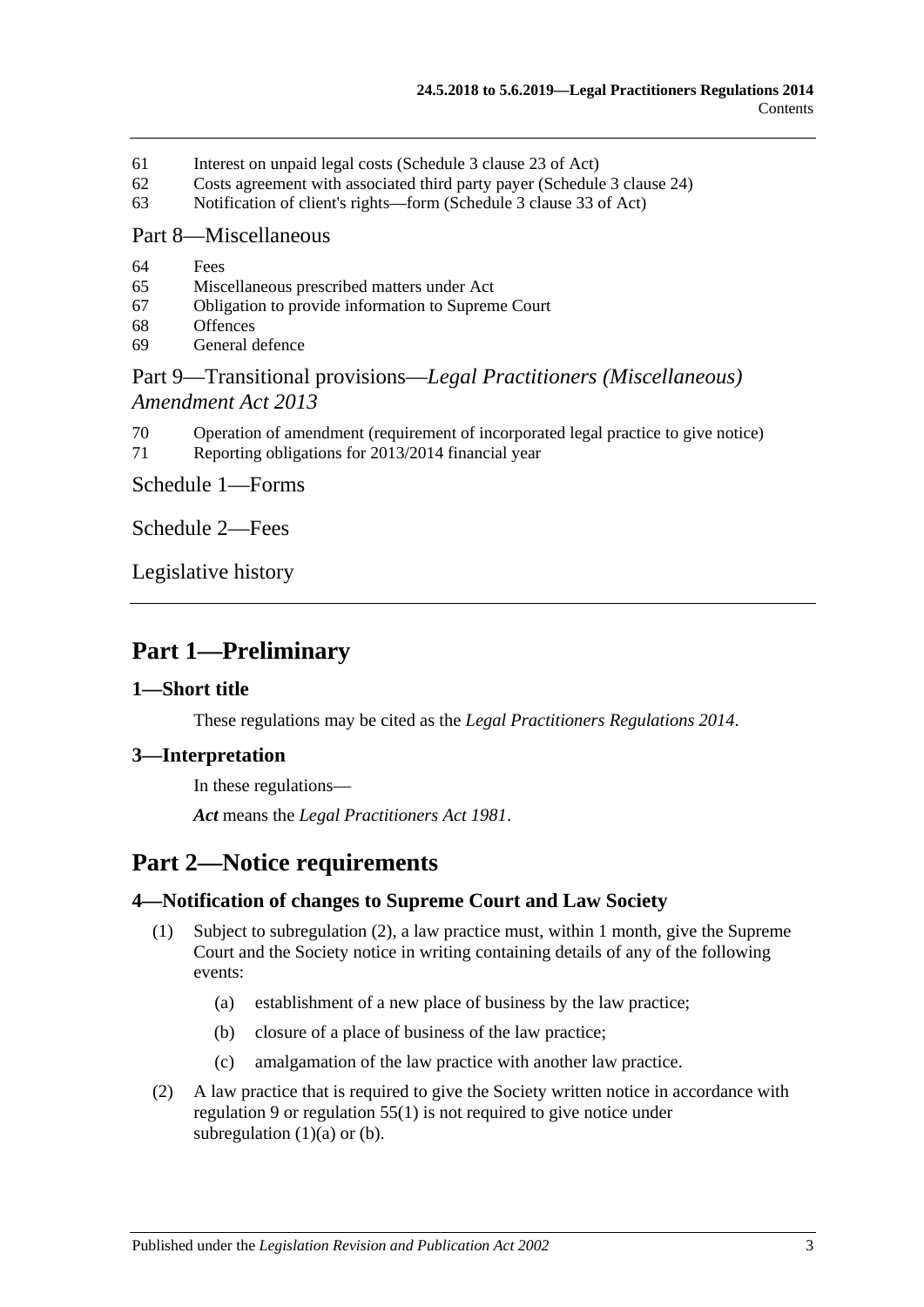61 Interest on unpaid legal costs (Schedule 3 clause 23 of Act)
62 Costs agreement with associated third party payer (Schedule 3 clause 24)
63 Notification of client's rights—form (Schedule 3 clause 33 of Act)

Part 8—Miscellaneous

64 Fees
65 Miscellaneous prescribed matters under Act
67 Obligation to provide information to Supreme Court
68 Offences
69 General defence

Part 9—Transitional provisions—*Legal Practitioners (Miscellaneous) Amendment Act 2013*

70 Operation of amendment (requirement of incorporated legal practice to give notice)
71 Reporting obligations for 2013/2014 financial year

Schedule 1—Forms

Schedule 2—Fees

Legislative history

# Part 1—Preliminary

## 1—Short title

These regulations may be cited as the *Legal Practitioners Regulations 2014*.

## 3—Interpretation

In these regulations—

***Act*** means the *Legal Practitioners Act 1981*.

# Part 2—Notice requirements

## 4—Notification of changes to Supreme Court and Law Society

(1) Subject to subregulation (2), a law practice must, within 1 month, give the Supreme Court and the Society notice in writing containing details of any of the following events:

(a) establishment of a new place of business by the law practice;

(b) closure of a place of business of the law practice;

(c) amalgamation of the law practice with another law practice.

(2) A law practice that is required to give the Society written notice in accordance with regulation 9 or regulation 55(1) is not required to give notice under subregulation (1)(a) or (b).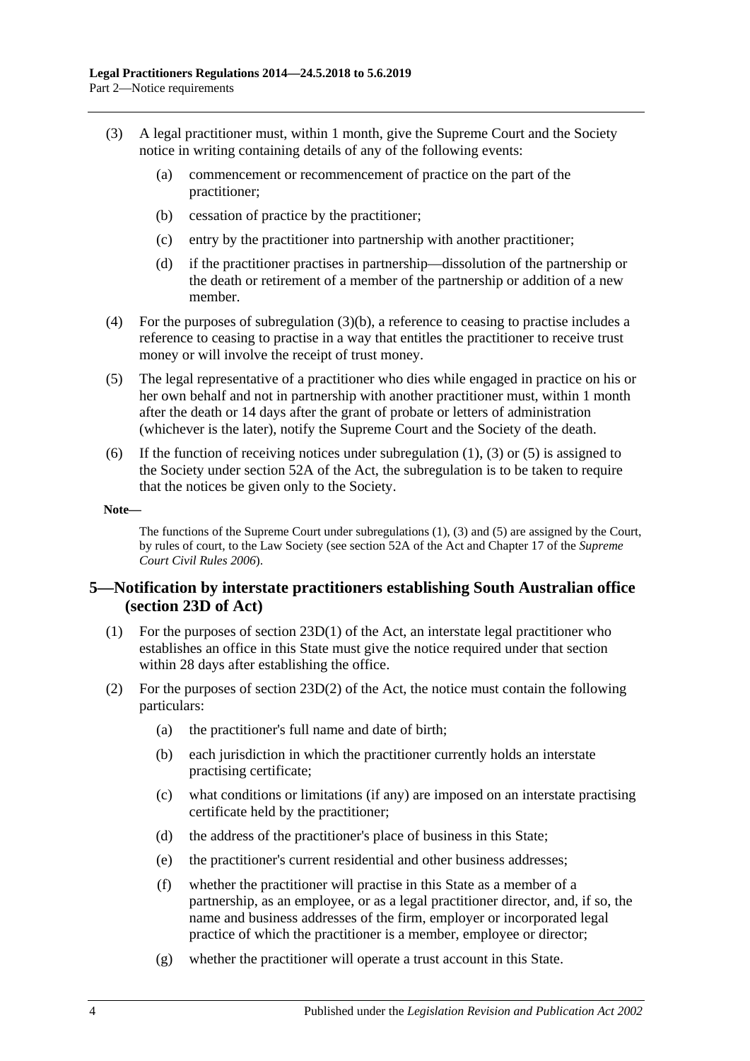(3) A legal practitioner must, within 1 month, give the Supreme Court and the Society notice in writing containing details of any of the following events:

   (a) commencement or recommencement of practice on the part of the practitioner;

   (b) cessation of practice by the practitioner;

   (c) entry by the practitioner into partnership with another practitioner;

   (d) if the practitioner practises in partnership—dissolution of the partnership or the death or retirement of a member of the partnership or addition of a new member.

(4) For the purposes of subregulation (3)(b), a reference to ceasing to practise includes a reference to ceasing to practise in a way that entitles the practitioner to receive trust money or will involve the receipt of trust money.

(5) The legal representative of a practitioner who dies while engaged in practice on his or her own behalf and not in partnership with another practitioner must, within 1 month after the death or 14 days after the grant of probate or letters of administration (whichever is the later), notify the Supreme Court and the Society of the death.

(6) If the function of receiving notices under subregulation (1), (3) or (5) is assigned to the Society under section 52A of the Act, the subregulation is to be taken to require that the notices be given only to the Society.

**Note—**

The functions of the Supreme Court under subregulations (1), (3) and (5) are assigned by the Court, by rules of court, to the Law Society (see section 52A of the Act and Chapter 17 of the *Supreme Court Civil Rules 2006*).

## 5—Notification by interstate practitioners establishing South Australian office (section 23D of Act)

(1) For the purposes of section 23D(1) of the Act, an interstate legal practitioner who establishes an office in this State must give the notice required under that section within 28 days after establishing the office.

(2) For the purposes of section 23D(2) of the Act, the notice must contain the following particulars:

   (a) the practitioner's full name and date of birth;

   (b) each jurisdiction in which the practitioner currently holds an interstate practising certificate;

   (c) what conditions or limitations (if any) are imposed on an interstate practising certificate held by the practitioner;

   (d) the address of the practitioner's place of business in this State;

   (e) the practitioner's current residential and other business addresses;

   (f) whether the practitioner will practise in this State as a member of a partnership, as an employee, or as a legal practitioner director, and, if so, the name and business addresses of the firm, employer or incorporated legal practice of which the practitioner is a member, employee or director;

   (g) whether the practitioner will operate a trust account in this State.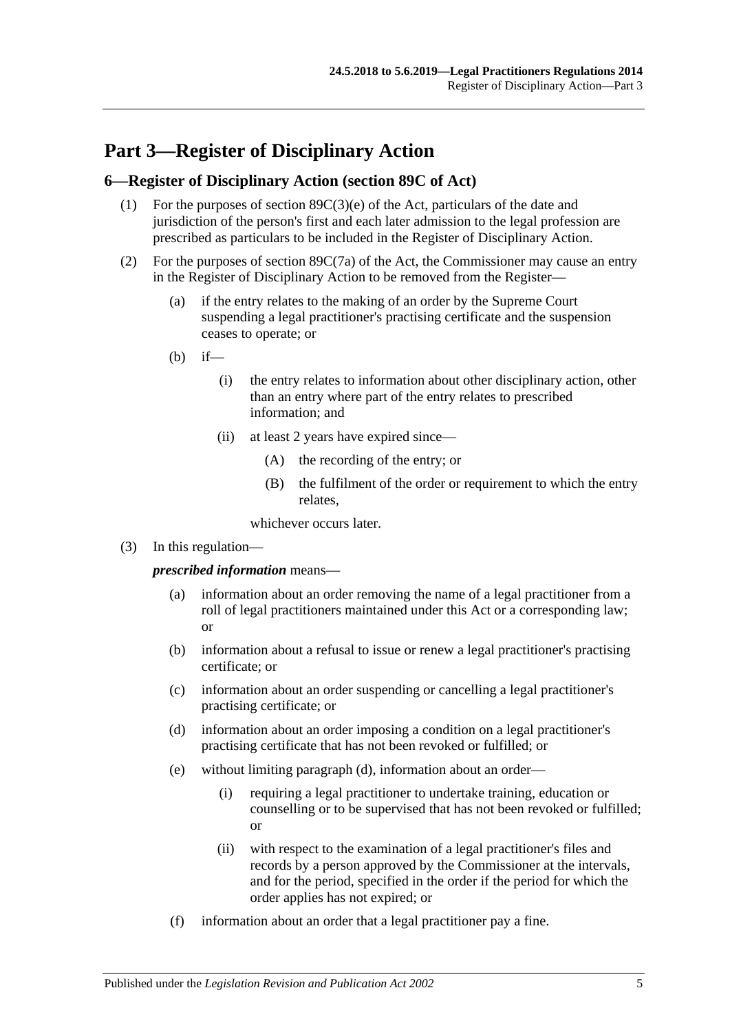# Part 3—Register of Disciplinary Action

## 6—Register of Disciplinary Action (section 89C of Act)

(1) For the purposes of section 89C(3)(e) of the Act, particulars of the date and jurisdiction of the person's first and each later admission to the legal profession are prescribed as particulars to be included in the Register of Disciplinary Action.

(2) For the purposes of section 89C(7a) of the Act, the Commissioner may cause an entry in the Register of Disciplinary Action to be removed from the Register—

(a) if the entry relates to the making of an order by the Supreme Court suspending a legal practitioner's practising certificate and the suspension ceases to operate; or

(b) if—

(i) the entry relates to information about other disciplinary action, other than an entry where part of the entry relates to prescribed information; and

(ii) at least 2 years have expired since—

(A) the recording of the entry; or

(B) the fulfilment of the order or requirement to which the entry relates,

whichever occurs later.

(3) In this regulation—

***prescribed information*** means—

(a) information about an order removing the name of a legal practitioner from a roll of legal practitioners maintained under this Act or a corresponding law; or

(b) information about a refusal to issue or renew a legal practitioner's practising certificate; or

(c) information about an order suspending or cancelling a legal practitioner's practising certificate; or

(d) information about an order imposing a condition on a legal practitioner's practising certificate that has not been revoked or fulfilled; or

(e) without limiting paragraph (d), information about an order—

(i) requiring a legal practitioner to undertake training, education or counselling or to be supervised that has not been revoked or fulfilled; or

(ii) with respect to the examination of a legal practitioner's files and records by a person approved by the Commissioner at the intervals, and for the period, specified in the order if the period for which the order applies has not expired; or

(f) information about an order that a legal practitioner pay a fine.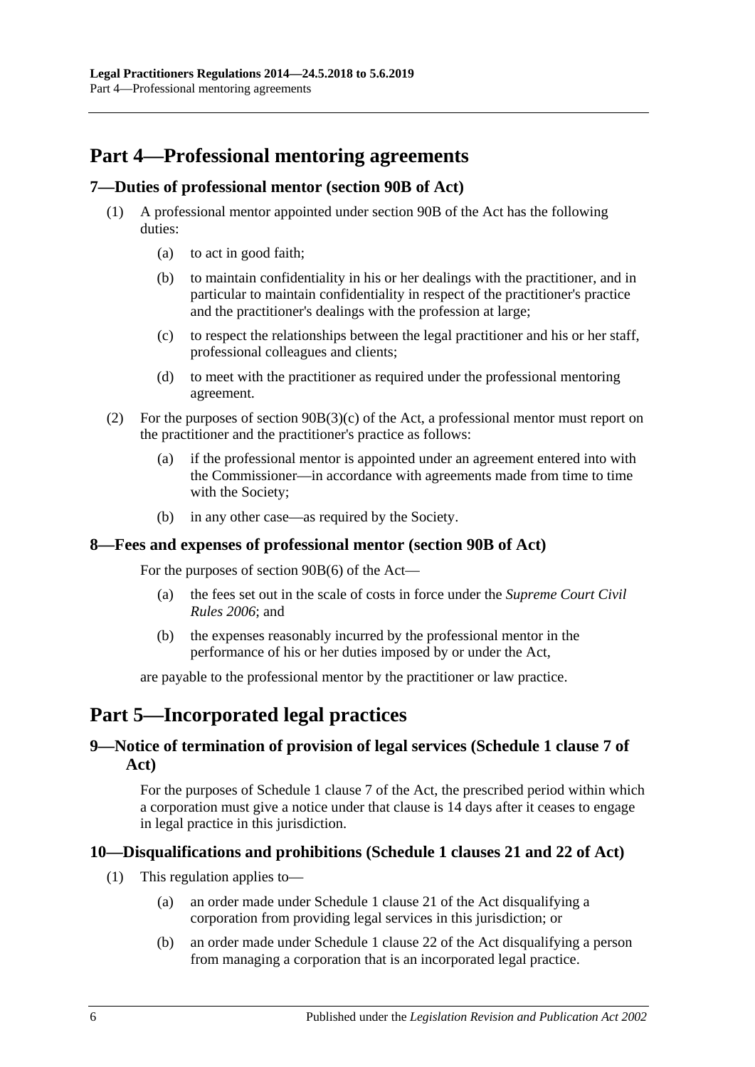# Part 4—Professional mentoring agreements

## 7—Duties of professional mentor (section 90B of Act)

(1) A professional mentor appointed under section 90B of the Act has the following duties:

- (a) to act in good faith;
- (b) to maintain confidentiality in his or her dealings with the practitioner, and in particular to maintain confidentiality in respect of the practitioner's practice and the practitioner's dealings with the profession at large;
- (c) to respect the relationships between the legal practitioner and his or her staff, professional colleagues and clients;
- (d) to meet with the practitioner as required under the professional mentoring agreement.

(2) For the purposes of section 90B(3)(c) of the Act, a professional mentor must report on the practitioner and the practitioner's practice as follows:

- (a) if the professional mentor is appointed under an agreement entered into with the Commissioner—in accordance with agreements made from time to time with the Society;
- (b) in any other case—as required by the Society.

## 8—Fees and expenses of professional mentor (section 90B of Act)

For the purposes of section 90B(6) of the Act—

- (a) the fees set out in the scale of costs in force under the *Supreme Court Civil Rules 2006*; and
- (b) the expenses reasonably incurred by the professional mentor in the performance of his or her duties imposed by or under the Act,

are payable to the professional mentor by the practitioner or law practice.

# Part 5—Incorporated legal practices

## 9—Notice of termination of provision of legal services (Schedule 1 clause 7 of Act)

For the purposes of Schedule 1 clause 7 of the Act, the prescribed period within which a corporation must give a notice under that clause is 14 days after it ceases to engage in legal practice in this jurisdiction.

## 10—Disqualifications and prohibitions (Schedule 1 clauses 21 and 22 of Act)

(1) This regulation applies to—

- (a) an order made under Schedule 1 clause 21 of the Act disqualifying a corporation from providing legal services in this jurisdiction; or
- (b) an order made under Schedule 1 clause 22 of the Act disqualifying a person from managing a corporation that is an incorporated legal practice.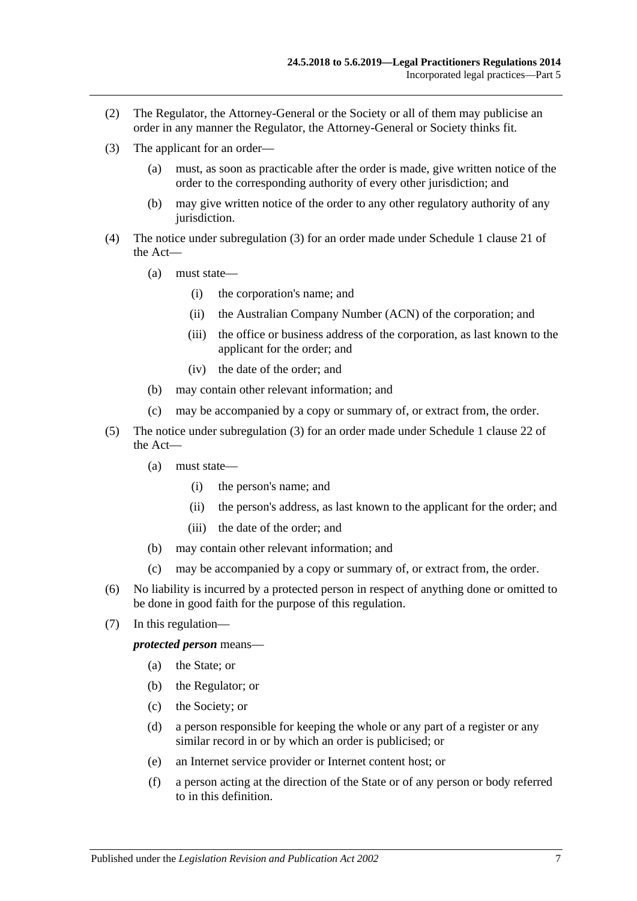(2) The Regulator, the Attorney-General or the Society or all of them may publicise an order in any manner the Regulator, the Attorney-General or Society thinks fit.

(3) The applicant for an order—

- (a) must, as soon as practicable after the order is made, give written notice of the order to the corresponding authority of every other jurisdiction; and
- (b) may give written notice of the order to any other regulatory authority of any jurisdiction.

(4) The notice under subregulation (3) for an order made under Schedule 1 clause 21 of the Act—

- (a) must state—
  - (i) the corporation's name; and
  - (ii) the Australian Company Number (ACN) of the corporation; and
  - (iii) the office or business address of the corporation, as last known to the applicant for the order; and
  - (iv) the date of the order; and
- (b) may contain other relevant information; and
- (c) may be accompanied by a copy or summary of, or extract from, the order.

(5) The notice under subregulation (3) for an order made under Schedule 1 clause 22 of the Act—

- (a) must state—
  - (i) the person's name; and
  - (ii) the person's address, as last known to the applicant for the order; and
  - (iii) the date of the order; and
- (b) may contain other relevant information; and
- (c) may be accompanied by a copy or summary of, or extract from, the order.

(6) No liability is incurred by a protected person in respect of anything done or omitted to be done in good faith for the purpose of this regulation.

(7) In this regulation—

***protected person*** means—

- (a) the State; or
- (b) the Regulator; or
- (c) the Society; or
- (d) a person responsible for keeping the whole or any part of a register or any similar record in or by which an order is publicised; or
- (e) an Internet service provider or Internet content host; or
- (f) a person acting at the direction of the State or of any person or body referred to in this definition.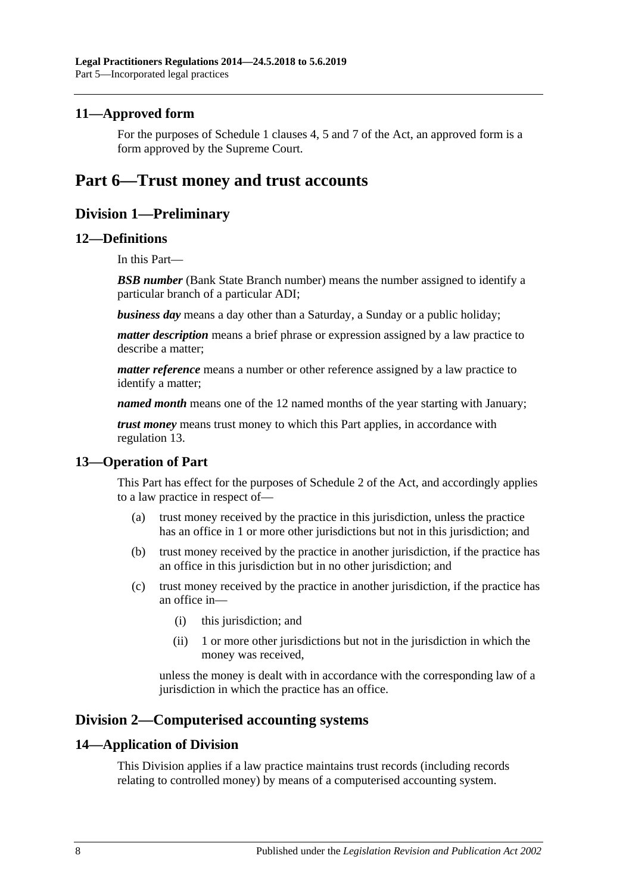## 11—Approved form

For the purposes of Schedule 1 clauses 4, 5 and 7 of the Act, an approved form is a form approved by the Supreme Court.

# Part 6—Trust money and trust accounts

## Division 1—Preliminary

### 12—Definitions

In this Part—

***BSB number*** (Bank State Branch number) means the number assigned to identify a particular branch of a particular ADI;

***business day*** means a day other than a Saturday, a Sunday or a public holiday;

***matter description*** means a brief phrase or expression assigned by a law practice to describe a matter;

***matter reference*** means a number or other reference assigned by a law practice to identify a matter;

***named month*** means one of the 12 named months of the year starting with January;

***trust money*** means trust money to which this Part applies, in accordance with regulation 13.

### 13—Operation of Part

This Part has effect for the purposes of Schedule 2 of the Act, and accordingly applies to a law practice in respect of—

(a) trust money received by the practice in this jurisdiction, unless the practice has an office in 1 or more other jurisdictions but not in this jurisdiction; and

(b) trust money received by the practice in another jurisdiction, if the practice has an office in this jurisdiction but in no other jurisdiction; and

(c) trust money received by the practice in another jurisdiction, if the practice has an office in—

  (i) this jurisdiction; and

  (ii) 1 or more other jurisdictions but not in the jurisdiction in which the money was received,

unless the money is dealt with in accordance with the corresponding law of a jurisdiction in which the practice has an office.

## Division 2—Computerised accounting systems

### 14—Application of Division

This Division applies if a law practice maintains trust records (including records relating to controlled money) by means of a computerised accounting system.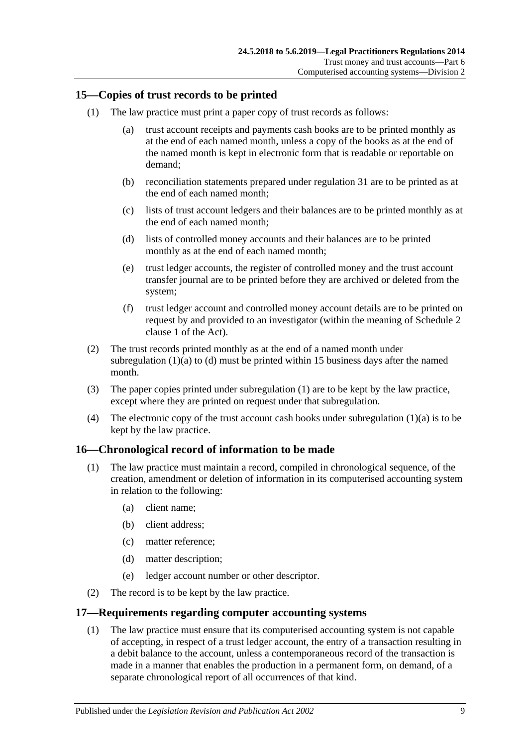## 15—Copies of trust records to be printed

(1) The law practice must print a paper copy of trust records as follows:

(a) trust account receipts and payments cash books are to be printed monthly as at the end of each named month, unless a copy of the books as at the end of the named month is kept in electronic form that is readable or reportable on demand;

(b) reconciliation statements prepared under regulation 31 are to be printed as at the end of each named month;

(c) lists of trust account ledgers and their balances are to be printed monthly as at the end of each named month;

(d) lists of controlled money accounts and their balances are to be printed monthly as at the end of each named month;

(e) trust ledger accounts, the register of controlled money and the trust account transfer journal are to be printed before they are archived or deleted from the system;

(f) trust ledger account and controlled money account details are to be printed on request by and provided to an investigator (within the meaning of Schedule 2 clause 1 of the Act).

(2) The trust records printed monthly as at the end of a named month under subregulation (1)(a) to (d) must be printed within 15 business days after the named month.

(3) The paper copies printed under subregulation (1) are to be kept by the law practice, except where they are printed on request under that subregulation.

(4) The electronic copy of the trust account cash books under subregulation (1)(a) is to be kept by the law practice.

## 16—Chronological record of information to be made

(1) The law practice must maintain a record, compiled in chronological sequence, of the creation, amendment or deletion of information in its computerised accounting system in relation to the following:

(a) client name;

(b) client address;

(c) matter reference;

(d) matter description;

(e) ledger account number or other descriptor.

(2) The record is to be kept by the law practice.

## 17—Requirements regarding computer accounting systems

(1) The law practice must ensure that its computerised accounting system is not capable of accepting, in respect of a trust ledger account, the entry of a transaction resulting in a debit balance to the account, unless a contemporaneous record of the transaction is made in a manner that enables the production in a permanent form, on demand, of a separate chronological report of all occurrences of that kind.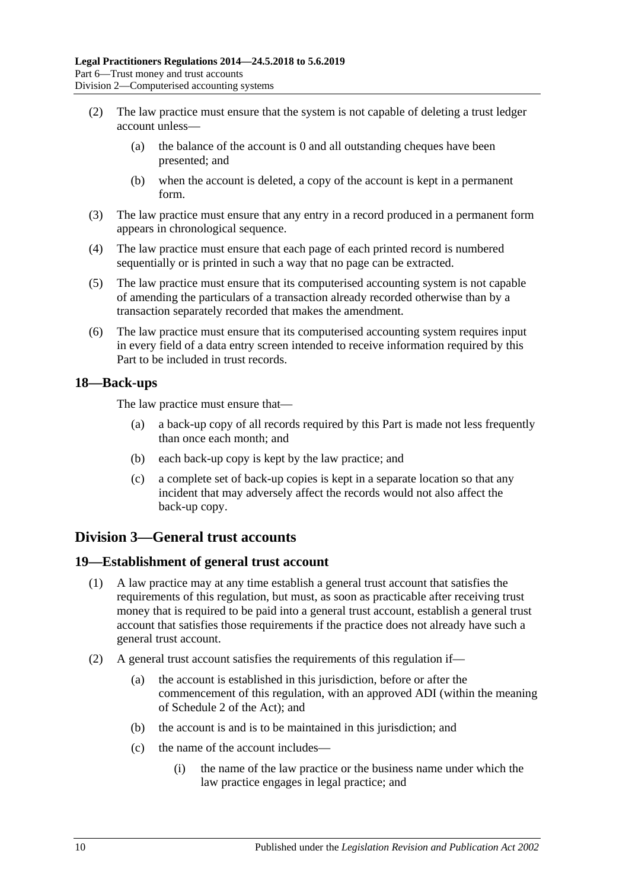(2) The law practice must ensure that the system is not capable of deleting a trust ledger account unless—

(a) the balance of the account is 0 and all outstanding cheques have been presented; and

(b) when the account is deleted, a copy of the account is kept in a permanent form.

(3) The law practice must ensure that any entry in a record produced in a permanent form appears in chronological sequence.

(4) The law practice must ensure that each page of each printed record is numbered sequentially or is printed in such a way that no page can be extracted.

(5) The law practice must ensure that its computerised accounting system is not capable of amending the particulars of a transaction already recorded otherwise than by a transaction separately recorded that makes the amendment.

(6) The law practice must ensure that its computerised accounting system requires input in every field of a data entry screen intended to receive information required by this Part to be included in trust records.

### 18—Back-ups

The law practice must ensure that—

(a) a back-up copy of all records required by this Part is made not less frequently than once each month; and

(b) each back-up copy is kept by the law practice; and

(c) a complete set of back-up copies is kept in a separate location so that any incident that may adversely affect the records would not also affect the back-up copy.

## Division 3—General trust accounts

### 19—Establishment of general trust account

(1) A law practice may at any time establish a general trust account that satisfies the requirements of this regulation, but must, as soon as practicable after receiving trust money that is required to be paid into a general trust account, establish a general trust account that satisfies those requirements if the practice does not already have such a general trust account.

(2) A general trust account satisfies the requirements of this regulation if—

(a) the account is established in this jurisdiction, before or after the commencement of this regulation, with an approved ADI (within the meaning of Schedule 2 of the Act); and

(b) the account is and is to be maintained in this jurisdiction; and

(c) the name of the account includes—

(i) the name of the law practice or the business name under which the law practice engages in legal practice; and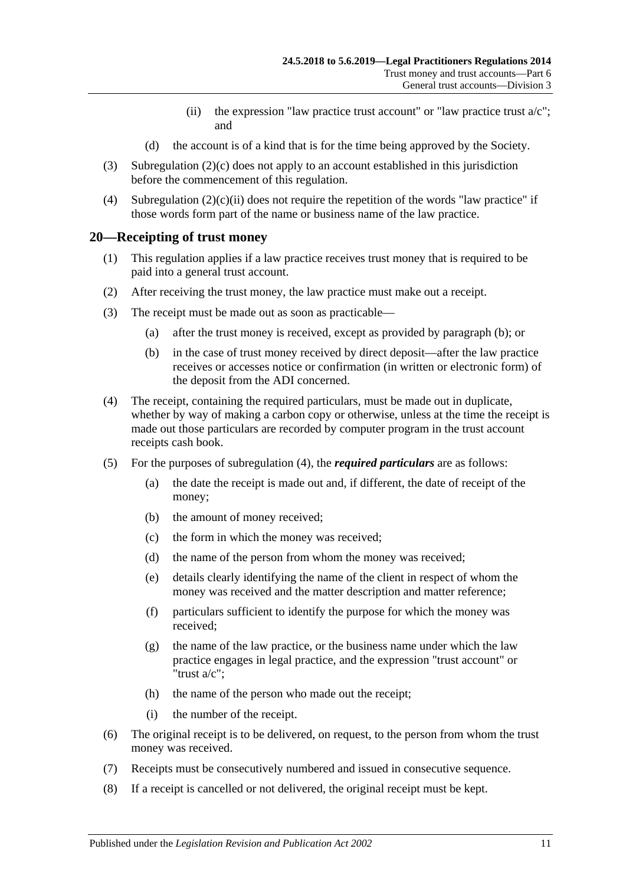(ii) the expression "law practice trust account" or "law practice trust a/c"; and

(d) the account is of a kind that is for the time being approved by the Society.

(3) Subregulation (2)(c) does not apply to an account established in this jurisdiction before the commencement of this regulation.

(4) Subregulation (2)(c)(ii) does not require the repetition of the words "law practice" if those words form part of the name or business name of the law practice.

## 20—Receipting of trust money

(1) This regulation applies if a law practice receives trust money that is required to be paid into a general trust account.

(2) After receiving the trust money, the law practice must make out a receipt.

(3) The receipt must be made out as soon as practicable—

(a) after the trust money is received, except as provided by paragraph (b); or

(b) in the case of trust money received by direct deposit—after the law practice receives or accesses notice or confirmation (in written or electronic form) of the deposit from the ADI concerned.

(4) The receipt, containing the required particulars, must be made out in duplicate, whether by way of making a carbon copy or otherwise, unless at the time the receipt is made out those particulars are recorded by computer program in the trust account receipts cash book.

(5) For the purposes of subregulation (4), the ***required particulars*** are as follows:

(a) the date the receipt is made out and, if different, the date of receipt of the money;

(b) the amount of money received;

(c) the form in which the money was received;

(d) the name of the person from whom the money was received;

(e) details clearly identifying the name of the client in respect of whom the money was received and the matter description and matter reference;

(f) particulars sufficient to identify the purpose for which the money was received;

(g) the name of the law practice, or the business name under which the law practice engages in legal practice, and the expression "trust account" or "trust a/c";

(h) the name of the person who made out the receipt;

(i) the number of the receipt.

(6) The original receipt is to be delivered, on request, to the person from whom the trust money was received.

(7) Receipts must be consecutively numbered and issued in consecutive sequence.

(8) If a receipt is cancelled or not delivered, the original receipt must be kept.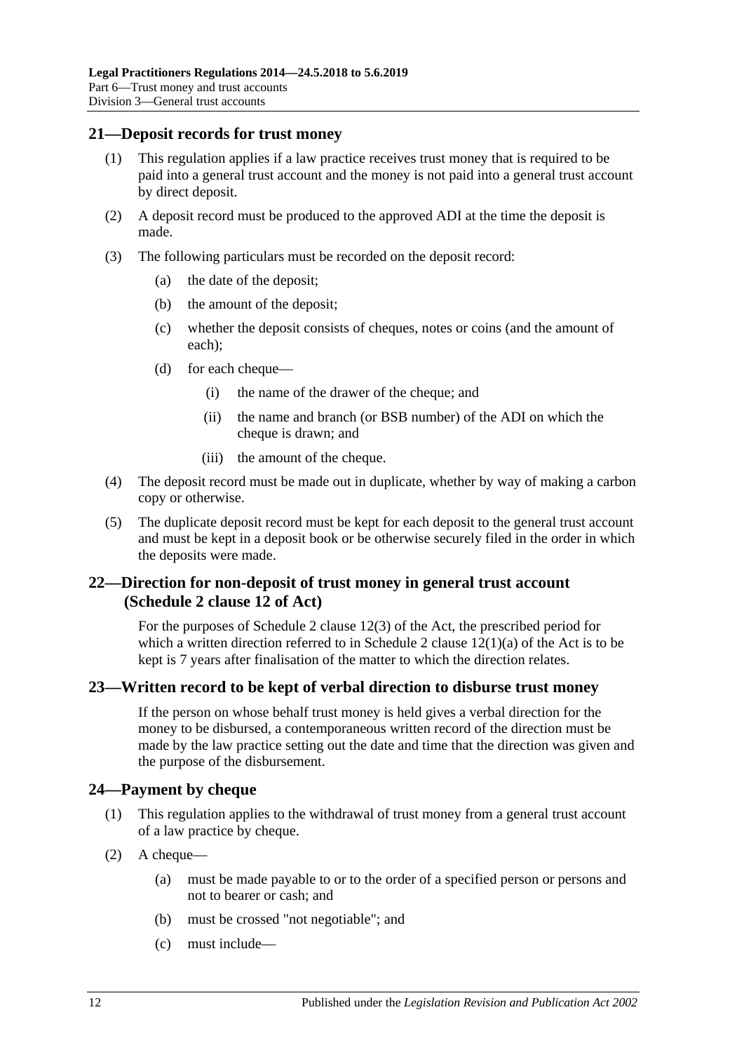## 21—Deposit records for trust money

(1) This regulation applies if a law practice receives trust money that is required to be paid into a general trust account and the money is not paid into a general trust account by direct deposit.

(2) A deposit record must be produced to the approved ADI at the time the deposit is made.

(3) The following particulars must be recorded on the deposit record:

- (a) the date of the deposit;
- (b) the amount of the deposit;
- (c) whether the deposit consists of cheques, notes or coins (and the amount of each);
- (d) for each cheque—
  - (i) the name of the drawer of the cheque; and
  - (ii) the name and branch (or BSB number) of the ADI on which the cheque is drawn; and
  - (iii) the amount of the cheque.

(4) The deposit record must be made out in duplicate, whether by way of making a carbon copy or otherwise.

(5) The duplicate deposit record must be kept for each deposit to the general trust account and must be kept in a deposit book or be otherwise securely filed in the order in which the deposits were made.

## 22—Direction for non-deposit of trust money in general trust account (Schedule 2 clause 12 of Act)

For the purposes of Schedule 2 clause 12(3) of the Act, the prescribed period for which a written direction referred to in Schedule 2 clause 12(1)(a) of the Act is to be kept is 7 years after finalisation of the matter to which the direction relates.

## 23—Written record to be kept of verbal direction to disburse trust money

If the person on whose behalf trust money is held gives a verbal direction for the money to be disbursed, a contemporaneous written record of the direction must be made by the law practice setting out the date and time that the direction was given and the purpose of the disbursement.

## 24—Payment by cheque

(1) This regulation applies to the withdrawal of trust money from a general trust account of a law practice by cheque.

(2) A cheque—

- (a) must be made payable to or to the order of a specified person or persons and not to bearer or cash; and
- (b) must be crossed "not negotiable"; and
- (c) must include—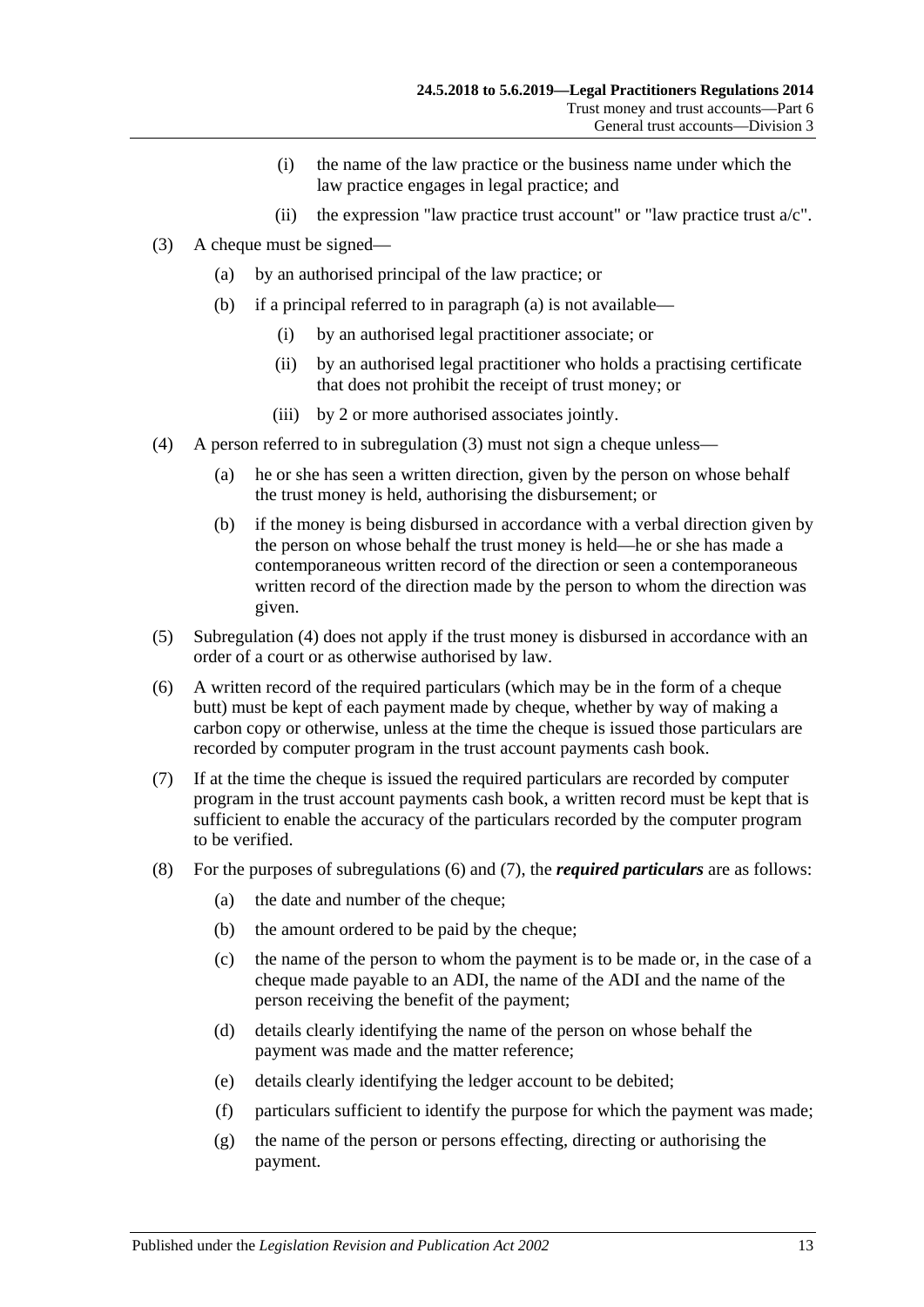(i) the name of the law practice or the business name under which the law practice engages in legal practice; and

(ii) the expression "law practice trust account" or "law practice trust a/c".

(3) A cheque must be signed—

(a) by an authorised principal of the law practice; or

(b) if a principal referred to in paragraph (a) is not available—

(i) by an authorised legal practitioner associate; or

(ii) by an authorised legal practitioner who holds a practising certificate that does not prohibit the receipt of trust money; or

(iii) by 2 or more authorised associates jointly.

(4) A person referred to in subregulation (3) must not sign a cheque unless—

(a) he or she has seen a written direction, given by the person on whose behalf the trust money is held, authorising the disbursement; or

(b) if the money is being disbursed in accordance with a verbal direction given by the person on whose behalf the trust money is held—he or she has made a contemporaneous written record of the direction or seen a contemporaneous written record of the direction made by the person to whom the direction was given.

(5) Subregulation (4) does not apply if the trust money is disbursed in accordance with an order of a court or as otherwise authorised by law.

(6) A written record of the required particulars (which may be in the form of a cheque butt) must be kept of each payment made by cheque, whether by way of making a carbon copy or otherwise, unless at the time the cheque is issued those particulars are recorded by computer program in the trust account payments cash book.

(7) If at the time the cheque is issued the required particulars are recorded by computer program in the trust account payments cash book, a written record must be kept that is sufficient to enable the accuracy of the particulars recorded by the computer program to be verified.

(8) For the purposes of subregulations (6) and (7), the ***required particulars*** are as follows:

(a) the date and number of the cheque;

(b) the amount ordered to be paid by the cheque;

(c) the name of the person to whom the payment is to be made or, in the case of a cheque made payable to an ADI, the name of the ADI and the name of the person receiving the benefit of the payment;

(d) details clearly identifying the name of the person on whose behalf the payment was made and the matter reference;

(e) details clearly identifying the ledger account to be debited;

(f) particulars sufficient to identify the purpose for which the payment was made;

(g) the name of the person or persons effecting, directing or authorising the payment.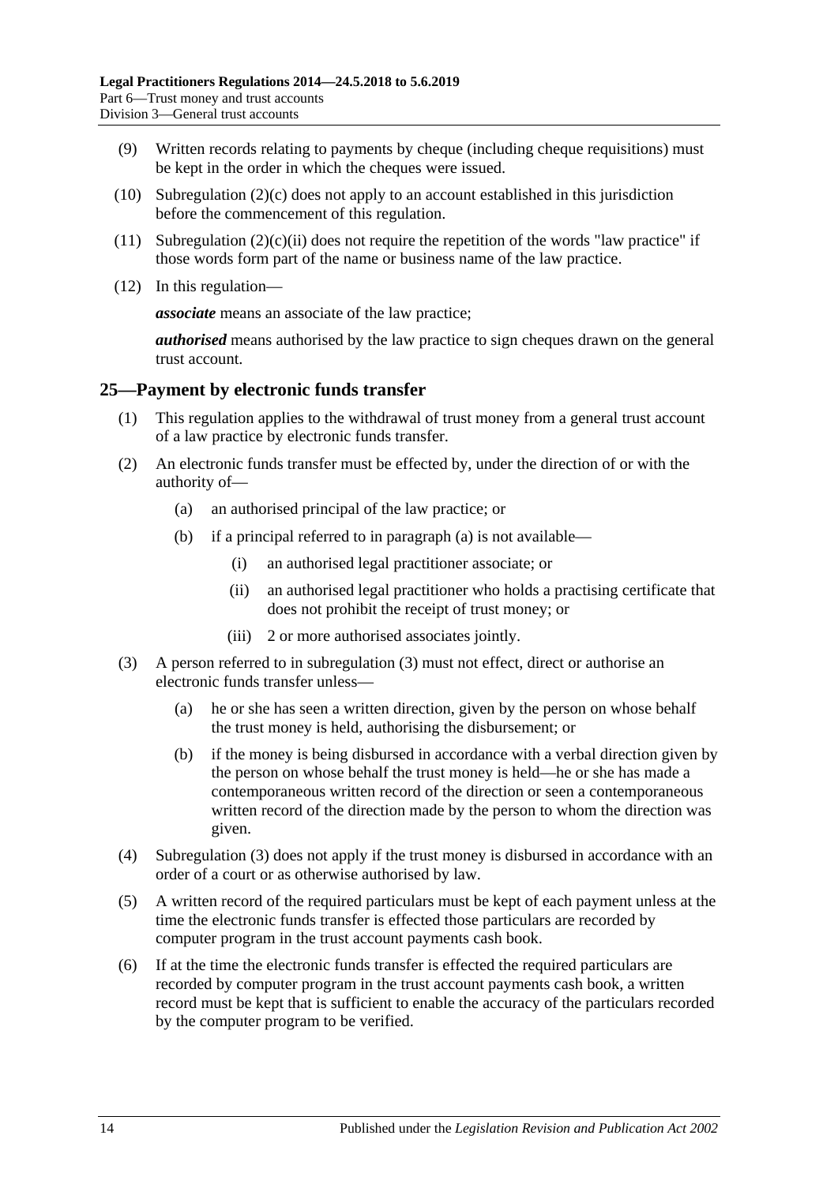(9) Written records relating to payments by cheque (including cheque requisitions) must be kept in the order in which the cheques were issued.

(10) Subregulation (2)(c) does not apply to an account established in this jurisdiction before the commencement of this regulation.

(11) Subregulation (2)(c)(ii) does not require the repetition of the words "law practice" if those words form part of the name or business name of the law practice.

(12) In this regulation—

***associate*** means an associate of the law practice;

***authorised*** means authorised by the law practice to sign cheques drawn on the general trust account.

## 25—Payment by electronic funds transfer

(1) This regulation applies to the withdrawal of trust money from a general trust account of a law practice by electronic funds transfer.

(2) An electronic funds transfer must be effected by, under the direction of or with the authority of—

(a) an authorised principal of the law practice; or

(b) if a principal referred to in paragraph (a) is not available—

(i) an authorised legal practitioner associate; or

(ii) an authorised legal practitioner who holds a practising certificate that does not prohibit the receipt of trust money; or

(iii) 2 or more authorised associates jointly.

(3) A person referred to in subregulation (3) must not effect, direct or authorise an electronic funds transfer unless—

(a) he or she has seen a written direction, given by the person on whose behalf the trust money is held, authorising the disbursement; or

(b) if the money is being disbursed in accordance with a verbal direction given by the person on whose behalf the trust money is held—he or she has made a contemporaneous written record of the direction or seen a contemporaneous written record of the direction made by the person to whom the direction was given.

(4) Subregulation (3) does not apply if the trust money is disbursed in accordance with an order of a court or as otherwise authorised by law.

(5) A written record of the required particulars must be kept of each payment unless at the time the electronic funds transfer is effected those particulars are recorded by computer program in the trust account payments cash book.

(6) If at the time the electronic funds transfer is effected the required particulars are recorded by computer program in the trust account payments cash book, a written record must be kept that is sufficient to enable the accuracy of the particulars recorded by the computer program to be verified.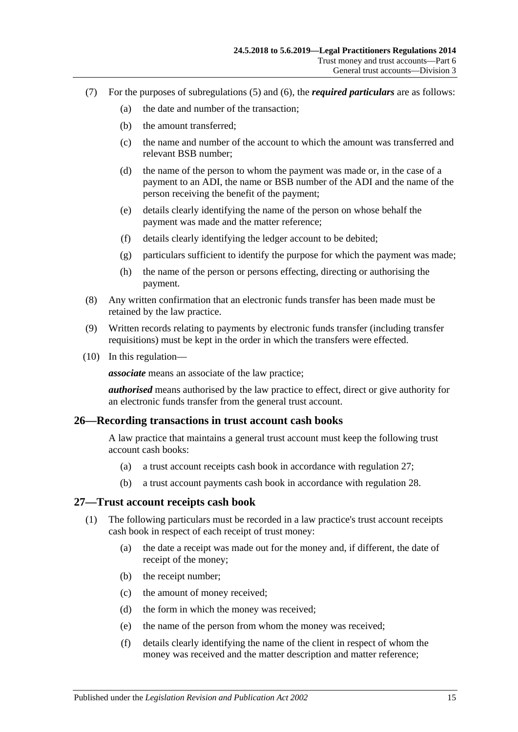(7) For the purposes of subregulations (5) and (6), the ***required particulars*** are as follows:

(a) the date and number of the transaction;

(b) the amount transferred;

(c) the name and number of the account to which the amount was transferred and relevant BSB number;

(d) the name of the person to whom the payment was made or, in the case of a payment to an ADI, the name or BSB number of the ADI and the name of the person receiving the benefit of the payment;

(e) details clearly identifying the name of the person on whose behalf the payment was made and the matter reference;

(f) details clearly identifying the ledger account to be debited;

(g) particulars sufficient to identify the purpose for which the payment was made;

(h) the name of the person or persons effecting, directing or authorising the payment.

(8) Any written confirmation that an electronic funds transfer has been made must be retained by the law practice.

(9) Written records relating to payments by electronic funds transfer (including transfer requisitions) must be kept in the order in which the transfers were effected.

(10) In this regulation—

***associate*** means an associate of the law practice;

***authorised*** means authorised by the law practice to effect, direct or give authority for an electronic funds transfer from the general trust account.

## 26—Recording transactions in trust account cash books

A law practice that maintains a general trust account must keep the following trust account cash books:

(a) a trust account receipts cash book in accordance with regulation 27;

(b) a trust account payments cash book in accordance with regulation 28.

## 27—Trust account receipts cash book

(1) The following particulars must be recorded in a law practice's trust account receipts cash book in respect of each receipt of trust money:

(a) the date a receipt was made out for the money and, if different, the date of receipt of the money;

(b) the receipt number;

(c) the amount of money received;

(d) the form in which the money was received;

(e) the name of the person from whom the money was received;

(f) details clearly identifying the name of the client in respect of whom the money was received and the matter description and matter reference;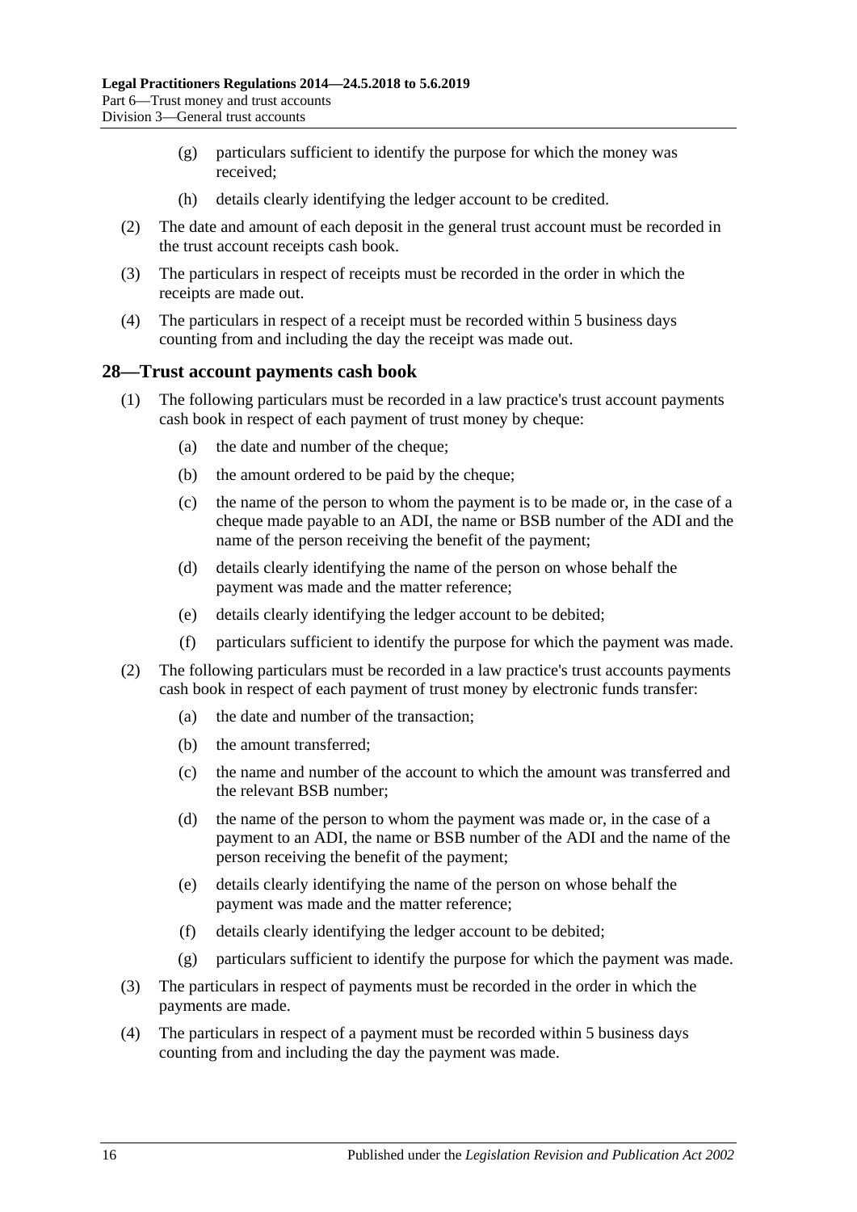(g) particulars sufficient to identify the purpose for which the money was received;

(h) details clearly identifying the ledger account to be credited.

(2) The date and amount of each deposit in the general trust account must be recorded in the trust account receipts cash book.

(3) The particulars in respect of receipts must be recorded in the order in which the receipts are made out.

(4) The particulars in respect of a receipt must be recorded within 5 business days counting from and including the day the receipt was made out.

## 28—Trust account payments cash book

(1) The following particulars must be recorded in a law practice's trust account payments cash book in respect of each payment of trust money by cheque:

(a) the date and number of the cheque;

(b) the amount ordered to be paid by the cheque;

(c) the name of the person to whom the payment is to be made or, in the case of a cheque made payable to an ADI, the name or BSB number of the ADI and the name of the person receiving the benefit of the payment;

(d) details clearly identifying the name of the person on whose behalf the payment was made and the matter reference;

(e) details clearly identifying the ledger account to be debited;

(f) particulars sufficient to identify the purpose for which the payment was made.

(2) The following particulars must be recorded in a law practice's trust accounts payments cash book in respect of each payment of trust money by electronic funds transfer:

(a) the date and number of the transaction;

(b) the amount transferred;

(c) the name and number of the account to which the amount was transferred and the relevant BSB number;

(d) the name of the person to whom the payment was made or, in the case of a payment to an ADI, the name or BSB number of the ADI and the name of the person receiving the benefit of the payment;

(e) details clearly identifying the name of the person on whose behalf the payment was made and the matter reference;

(f) details clearly identifying the ledger account to be debited;

(g) particulars sufficient to identify the purpose for which the payment was made.

(3) The particulars in respect of payments must be recorded in the order in which the payments are made.

(4) The particulars in respect of a payment must be recorded within 5 business days counting from and including the day the payment was made.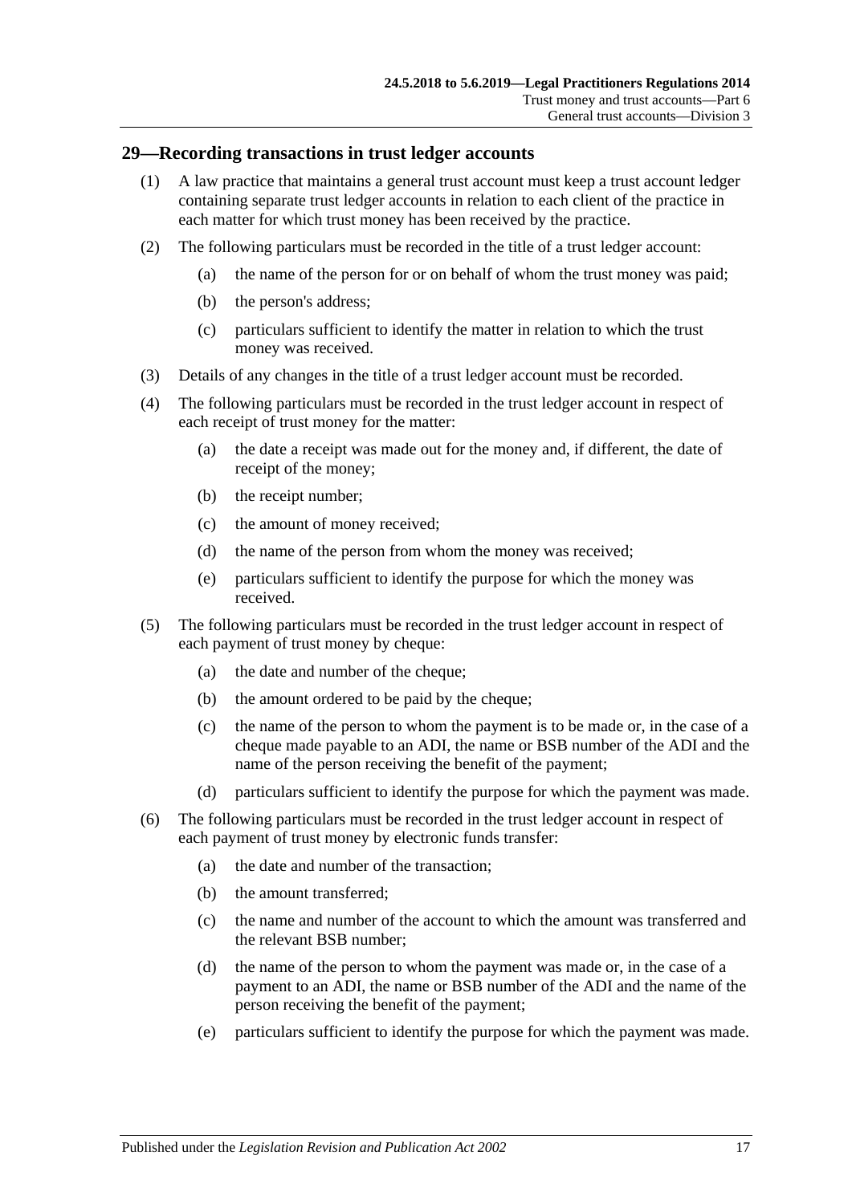## 29—Recording transactions in trust ledger accounts

(1) A law practice that maintains a general trust account must keep a trust account ledger containing separate trust ledger accounts in relation to each client of the practice in each matter for which trust money has been received by the practice.

(2) The following particulars must be recorded in the title of a trust ledger account:

- (a) the name of the person for or on behalf of whom the trust money was paid;
- (b) the person's address;
- (c) particulars sufficient to identify the matter in relation to which the trust money was received.

(3) Details of any changes in the title of a trust ledger account must be recorded.

(4) The following particulars must be recorded in the trust ledger account in respect of each receipt of trust money for the matter:

- (a) the date a receipt was made out for the money and, if different, the date of receipt of the money;
- (b) the receipt number;
- (c) the amount of money received;
- (d) the name of the person from whom the money was received;
- (e) particulars sufficient to identify the purpose for which the money was received.

(5) The following particulars must be recorded in the trust ledger account in respect of each payment of trust money by cheque:

- (a) the date and number of the cheque;
- (b) the amount ordered to be paid by the cheque;
- (c) the name of the person to whom the payment is to be made or, in the case of a cheque made payable to an ADI, the name or BSB number of the ADI and the name of the person receiving the benefit of the payment;
- (d) particulars sufficient to identify the purpose for which the payment was made.

(6) The following particulars must be recorded in the trust ledger account in respect of each payment of trust money by electronic funds transfer:

- (a) the date and number of the transaction;
- (b) the amount transferred;
- (c) the name and number of the account to which the amount was transferred and the relevant BSB number;
- (d) the name of the person to whom the payment was made or, in the case of a payment to an ADI, the name or BSB number of the ADI and the name of the person receiving the benefit of the payment;
- (e) particulars sufficient to identify the purpose for which the payment was made.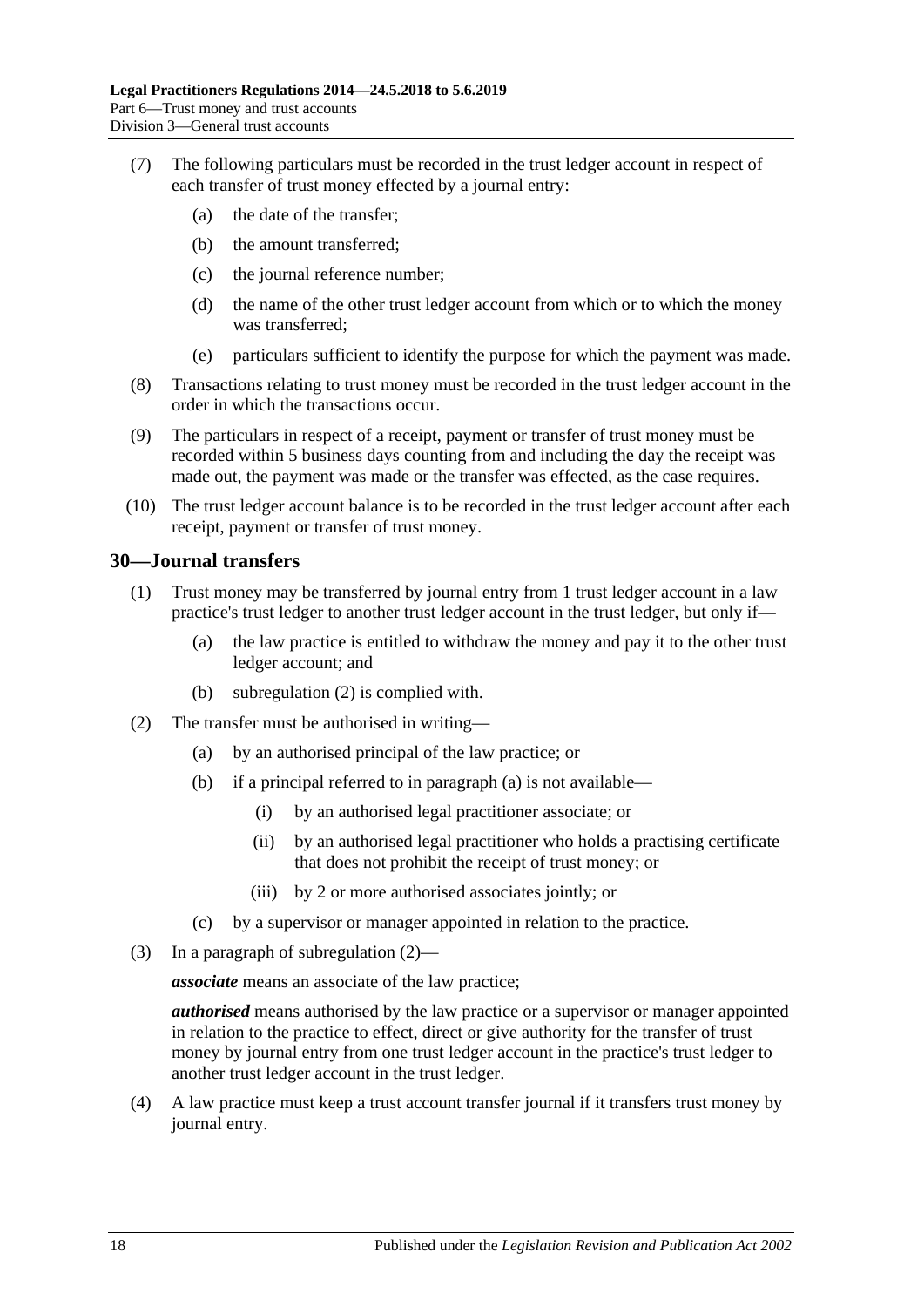(7) The following particulars must be recorded in the trust ledger account in respect of each transfer of trust money effected by a journal entry:

  (a) the date of the transfer;

  (b) the amount transferred;

  (c) the journal reference number;

  (d) the name of the other trust ledger account from which or to which the money was transferred;

  (e) particulars sufficient to identify the purpose for which the payment was made.

(8) Transactions relating to trust money must be recorded in the trust ledger account in the order in which the transactions occur.

(9) The particulars in respect of a receipt, payment or transfer of trust money must be recorded within 5 business days counting from and including the day the receipt was made out, the payment was made or the transfer was effected, as the case requires.

(10) The trust ledger account balance is to be recorded in the trust ledger account after each receipt, payment or transfer of trust money.

## 30—Journal transfers

(1) Trust money may be transferred by journal entry from 1 trust ledger account in a law practice's trust ledger to another trust ledger account in the trust ledger, but only if—

  (a) the law practice is entitled to withdraw the money and pay it to the other trust ledger account; and

  (b) subregulation (2) is complied with.

(2) The transfer must be authorised in writing—

  (a) by an authorised principal of the law practice; or

  (b) if a principal referred to in paragraph (a) is not available—

    (i) by an authorised legal practitioner associate; or

    (ii) by an authorised legal practitioner who holds a practising certificate that does not prohibit the receipt of trust money; or

    (iii) by 2 or more authorised associates jointly; or

  (c) by a supervisor or manager appointed in relation to the practice.

(3) In a paragraph of subregulation (2)—

***associate*** means an associate of the law practice;

***authorised*** means authorised by the law practice or a supervisor or manager appointed in relation to the practice to effect, direct or give authority for the transfer of trust money by journal entry from one trust ledger account in the practice's trust ledger to another trust ledger account in the trust ledger.

(4) A law practice must keep a trust account transfer journal if it transfers trust money by journal entry.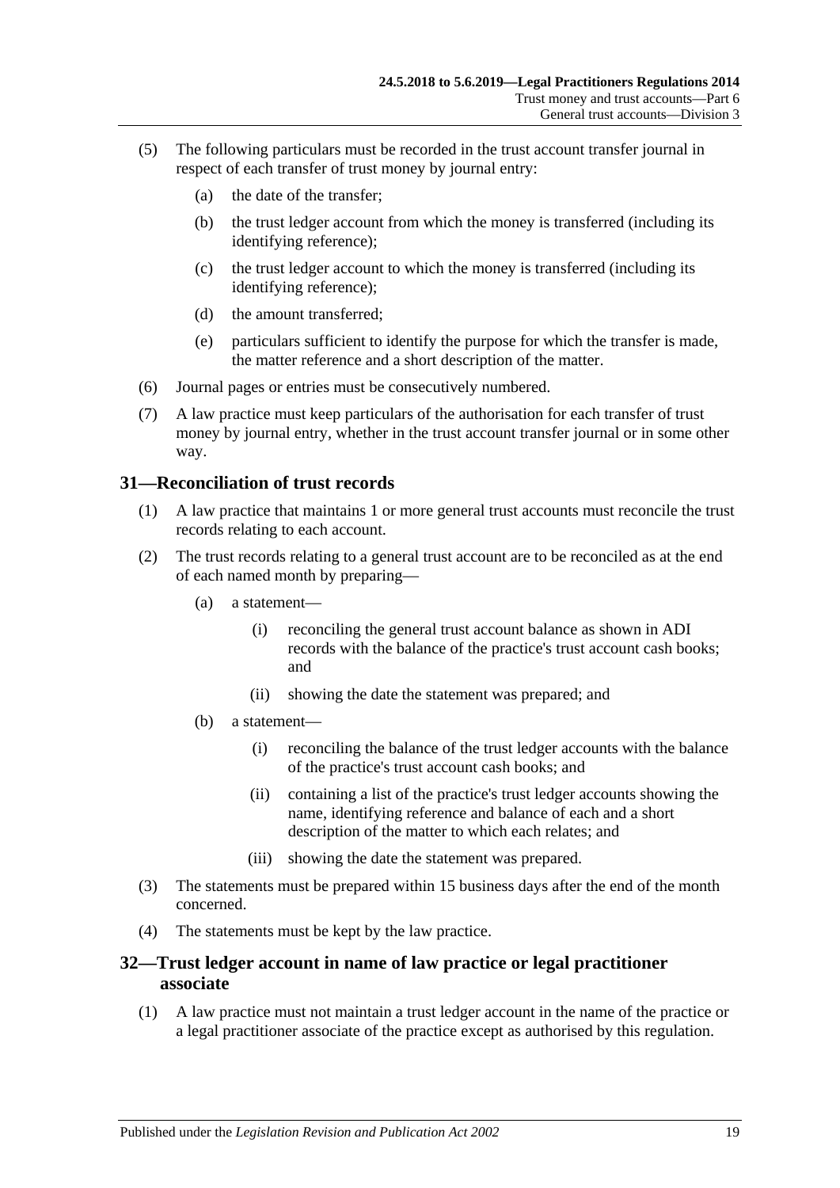(5) The following particulars must be recorded in the trust account transfer journal in respect of each transfer of trust money by journal entry:

(a) the date of the transfer;

(b) the trust ledger account from which the money is transferred (including its identifying reference);

(c) the trust ledger account to which the money is transferred (including its identifying reference);

(d) the amount transferred;

(e) particulars sufficient to identify the purpose for which the transfer is made, the matter reference and a short description of the matter.

(6) Journal pages or entries must be consecutively numbered.

(7) A law practice must keep particulars of the authorisation for each transfer of trust money by journal entry, whether in the trust account transfer journal or in some other way.

## 31—Reconciliation of trust records

(1) A law practice that maintains 1 or more general trust accounts must reconcile the trust records relating to each account.

(2) The trust records relating to a general trust account are to be reconciled as at the end of each named month by preparing—

(a) a statement—

(i) reconciling the general trust account balance as shown in ADI records with the balance of the practice's trust account cash books; and

(ii) showing the date the statement was prepared; and

(b) a statement—

(i) reconciling the balance of the trust ledger accounts with the balance of the practice's trust account cash books; and

(ii) containing a list of the practice's trust ledger accounts showing the name, identifying reference and balance of each and a short description of the matter to which each relates; and

(iii) showing the date the statement was prepared.

(3) The statements must be prepared within 15 business days after the end of the month concerned.

(4) The statements must be kept by the law practice.

## 32—Trust ledger account in name of law practice or legal practitioner associate

(1) A law practice must not maintain a trust ledger account in the name of the practice or a legal practitioner associate of the practice except as authorised by this regulation.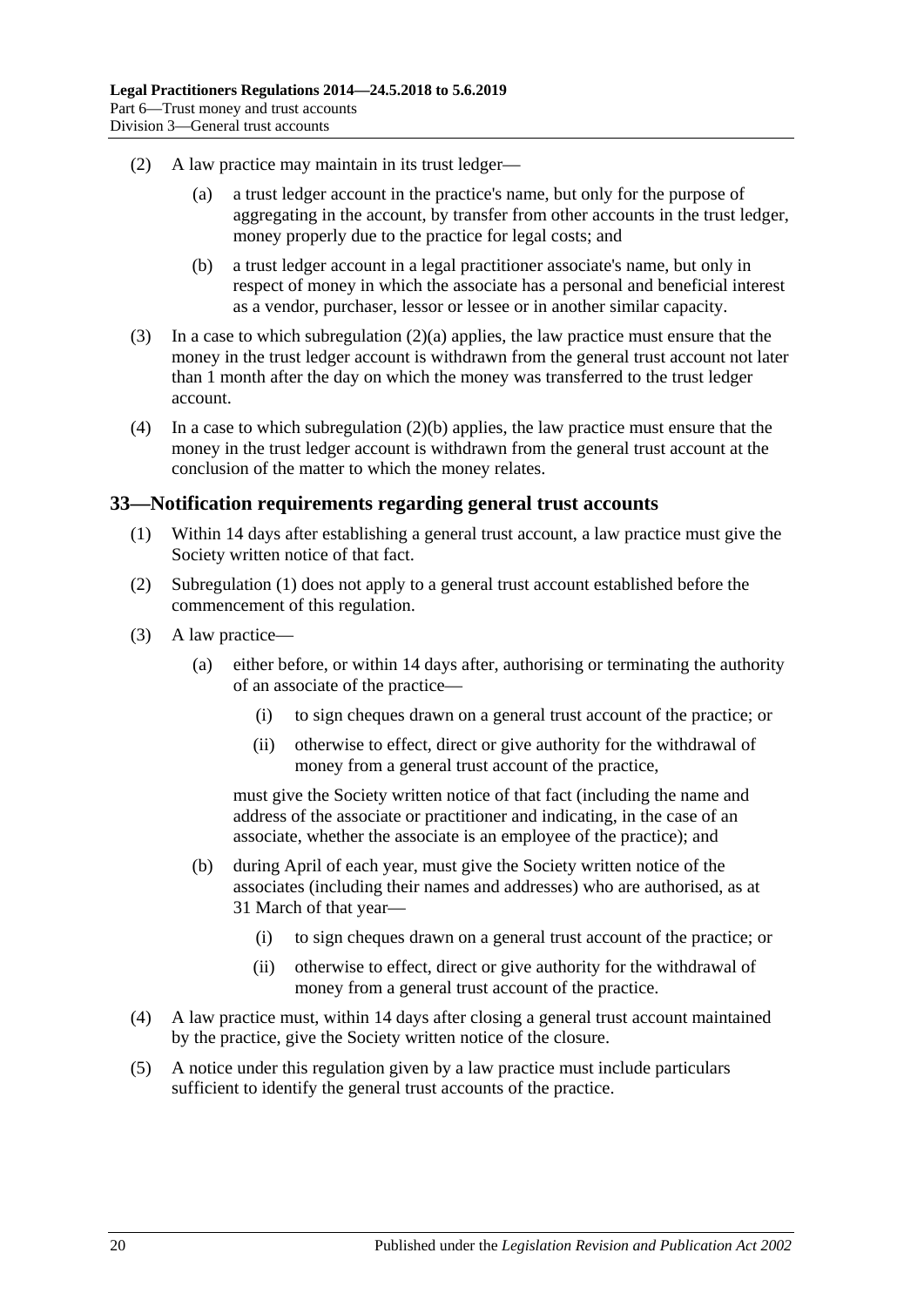(2) A law practice may maintain in its trust ledger—

  (a) a trust ledger account in the practice's name, but only for the purpose of aggregating in the account, by transfer from other accounts in the trust ledger, money properly due to the practice for legal costs; and

  (b) a trust ledger account in a legal practitioner associate's name, but only in respect of money in which the associate has a personal and beneficial interest as a vendor, purchaser, lessor or lessee or in another similar capacity.

(3) In a case to which subregulation (2)(a) applies, the law practice must ensure that the money in the trust ledger account is withdrawn from the general trust account not later than 1 month after the day on which the money was transferred to the trust ledger account.

(4) In a case to which subregulation (2)(b) applies, the law practice must ensure that the money in the trust ledger account is withdrawn from the general trust account at the conclusion of the matter to which the money relates.

## 33—Notification requirements regarding general trust accounts

(1) Within 14 days after establishing a general trust account, a law practice must give the Society written notice of that fact.

(2) Subregulation (1) does not apply to a general trust account established before the commencement of this regulation.

(3) A law practice—

  (a) either before, or within 14 days after, authorising or terminating the authority of an associate of the practice—

    (i) to sign cheques drawn on a general trust account of the practice; or

    (ii) otherwise to effect, direct or give authority for the withdrawal of money from a general trust account of the practice,

  must give the Society written notice of that fact (including the name and address of the associate or practitioner and indicating, in the case of an associate, whether the associate is an employee of the practice); and

  (b) during April of each year, must give the Society written notice of the associates (including their names and addresses) who are authorised, as at 31 March of that year—

    (i) to sign cheques drawn on a general trust account of the practice; or

    (ii) otherwise to effect, direct or give authority for the withdrawal of money from a general trust account of the practice.

(4) A law practice must, within 14 days after closing a general trust account maintained by the practice, give the Society written notice of the closure.

(5) A notice under this regulation given by a law practice must include particulars sufficient to identify the general trust accounts of the practice.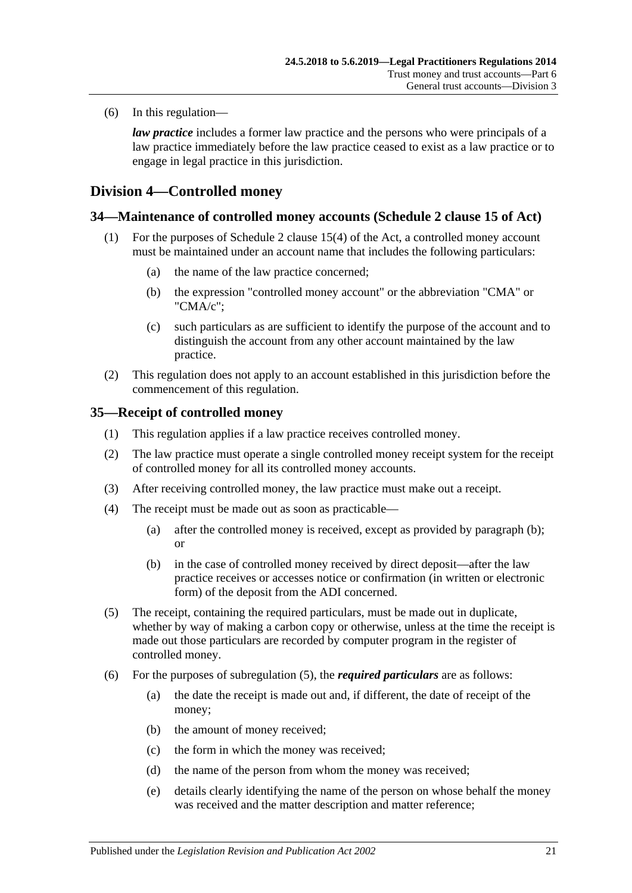(6) In this regulation—

***law practice*** includes a former law practice and the persons who were principals of a law practice immediately before the law practice ceased to exist as a law practice or to engage in legal practice in this jurisdiction.

## Division 4—Controlled money

### 34—Maintenance of controlled money accounts (Schedule 2 clause 15 of Act)

(1) For the purposes of Schedule 2 clause 15(4) of the Act, a controlled money account must be maintained under an account name that includes the following particulars:

- (a) the name of the law practice concerned;
- (b) the expression "controlled money account" or the abbreviation "CMA" or "CMA/c";
- (c) such particulars as are sufficient to identify the purpose of the account and to distinguish the account from any other account maintained by the law practice.

(2) This regulation does not apply to an account established in this jurisdiction before the commencement of this regulation.

### 35—Receipt of controlled money

(1) This regulation applies if a law practice receives controlled money.

(2) The law practice must operate a single controlled money receipt system for the receipt of controlled money for all its controlled money accounts.

(3) After receiving controlled money, the law practice must make out a receipt.

(4) The receipt must be made out as soon as practicable—

- (a) after the controlled money is received, except as provided by paragraph (b); or
- (b) in the case of controlled money received by direct deposit—after the law practice receives or accesses notice or confirmation (in written or electronic form) of the deposit from the ADI concerned.

(5) The receipt, containing the required particulars, must be made out in duplicate, whether by way of making a carbon copy or otherwise, unless at the time the receipt is made out those particulars are recorded by computer program in the register of controlled money.

(6) For the purposes of subregulation (5), the ***required particulars*** are as follows:

- (a) the date the receipt is made out and, if different, the date of receipt of the money;
- (b) the amount of money received;
- (c) the form in which the money was received;
- (d) the name of the person from whom the money was received;
- (e) details clearly identifying the name of the person on whose behalf the money was received and the matter description and matter reference;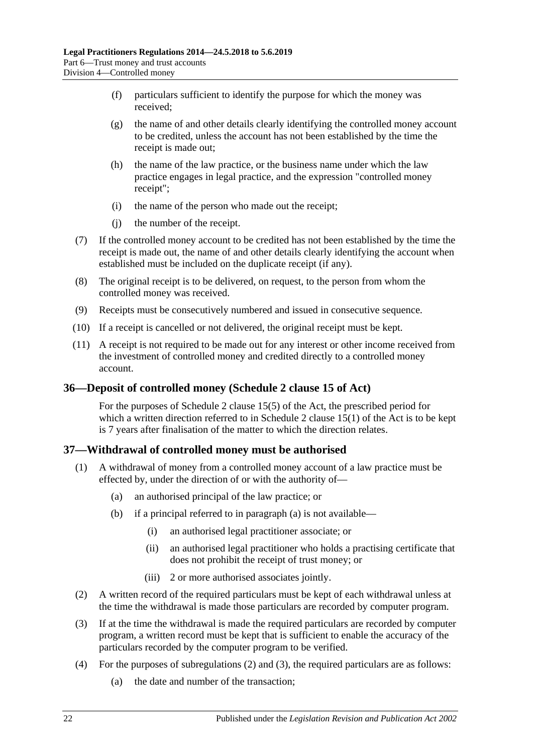(f) particulars sufficient to identify the purpose for which the money was received;

(g) the name of and other details clearly identifying the controlled money account to be credited, unless the account has not been established by the time the receipt is made out;

(h) the name of the law practice, or the business name under which the law practice engages in legal practice, and the expression "controlled money receipt";

(i) the name of the person who made out the receipt;

(j) the number of the receipt.

(7) If the controlled money account to be credited has not been established by the time the receipt is made out, the name of and other details clearly identifying the account when established must be included on the duplicate receipt (if any).

(8) The original receipt is to be delivered, on request, to the person from whom the controlled money was received.

(9) Receipts must be consecutively numbered and issued in consecutive sequence.

(10) If a receipt is cancelled or not delivered, the original receipt must be kept.

(11) A receipt is not required to be made out for any interest or other income received from the investment of controlled money and credited directly to a controlled money account.

## 36—Deposit of controlled money (Schedule 2 clause 15 of Act)

For the purposes of Schedule 2 clause 15(5) of the Act, the prescribed period for which a written direction referred to in Schedule 2 clause 15(1) of the Act is to be kept is 7 years after finalisation of the matter to which the direction relates.

## 37—Withdrawal of controlled money must be authorised

(1) A withdrawal of money from a controlled money account of a law practice must be effected by, under the direction of or with the authority of—

(a) an authorised principal of the law practice; or

(b) if a principal referred to in paragraph (a) is not available—

(i) an authorised legal practitioner associate; or

(ii) an authorised legal practitioner who holds a practising certificate that does not prohibit the receipt of trust money; or

(iii) 2 or more authorised associates jointly.

(2) A written record of the required particulars must be kept of each withdrawal unless at the time the withdrawal is made those particulars are recorded by computer program.

(3) If at the time the withdrawal is made the required particulars are recorded by computer program, a written record must be kept that is sufficient to enable the accuracy of the particulars recorded by the computer program to be verified.

(4) For the purposes of subregulations (2) and (3), the required particulars are as follows:

(a) the date and number of the transaction;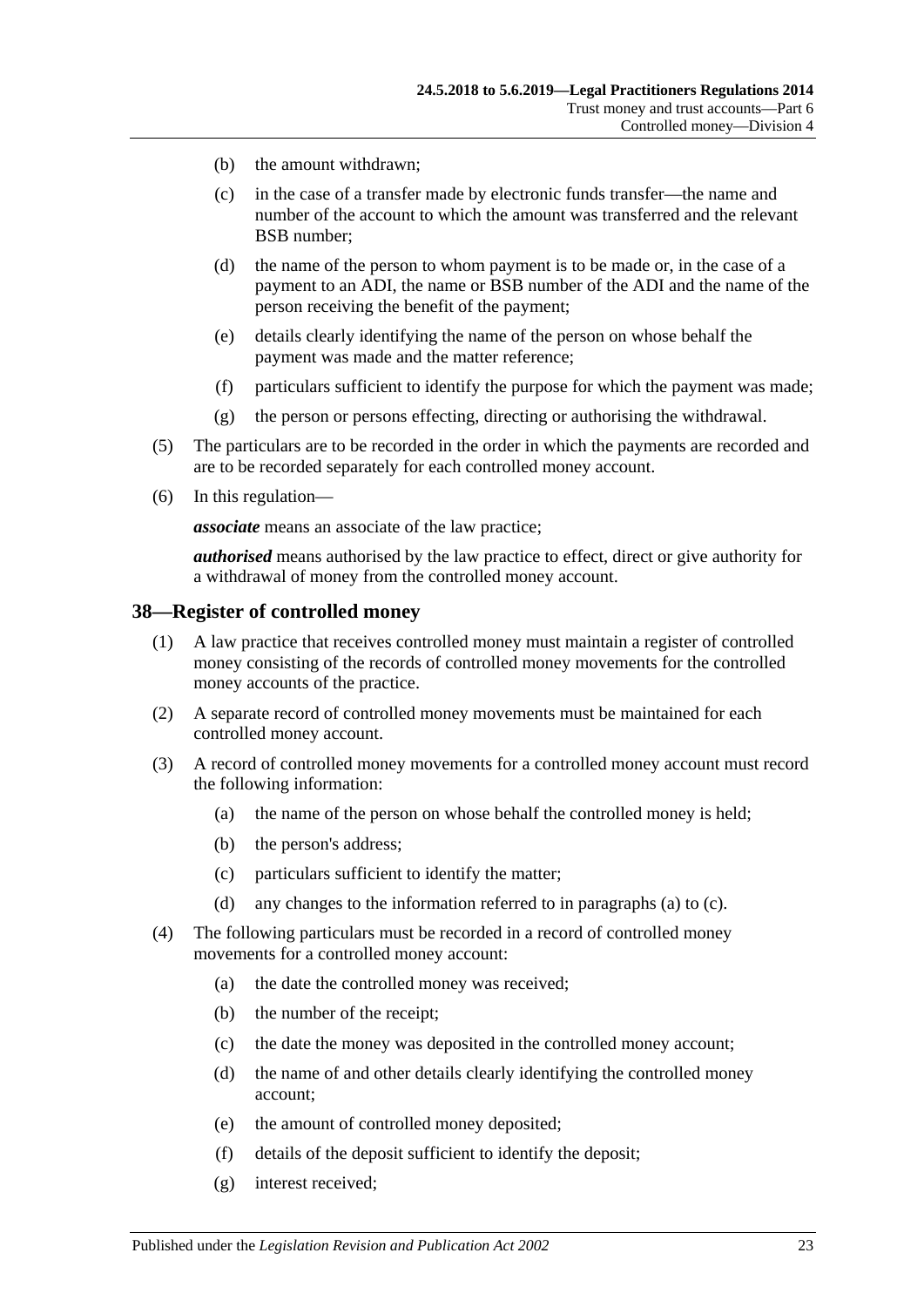(b) the amount withdrawn;

(c) in the case of a transfer made by electronic funds transfer—the name and number of the account to which the amount was transferred and the relevant BSB number;

(d) the name of the person to whom payment is to be made or, in the case of a payment to an ADI, the name or BSB number of the ADI and the name of the person receiving the benefit of the payment;

(e) details clearly identifying the name of the person on whose behalf the payment was made and the matter reference;

(f) particulars sufficient to identify the purpose for which the payment was made;

(g) the person or persons effecting, directing or authorising the withdrawal.

(5) The particulars are to be recorded in the order in which the payments are recorded and are to be recorded separately for each controlled money account.

(6) In this regulation—

***associate*** means an associate of the law practice;

***authorised*** means authorised by the law practice to effect, direct or give authority for a withdrawal of money from the controlled money account.

## 38—Register of controlled money

(1) A law practice that receives controlled money must maintain a register of controlled money consisting of the records of controlled money movements for the controlled money accounts of the practice.

(2) A separate record of controlled money movements must be maintained for each controlled money account.

(3) A record of controlled money movements for a controlled money account must record the following information:

(a) the name of the person on whose behalf the controlled money is held;

(b) the person's address;

(c) particulars sufficient to identify the matter;

(d) any changes to the information referred to in paragraphs (a) to (c).

(4) The following particulars must be recorded in a record of controlled money movements for a controlled money account:

(a) the date the controlled money was received;

(b) the number of the receipt;

(c) the date the money was deposited in the controlled money account;

(d) the name of and other details clearly identifying the controlled money account;

(e) the amount of controlled money deposited;

(f) details of the deposit sufficient to identify the deposit;

(g) interest received;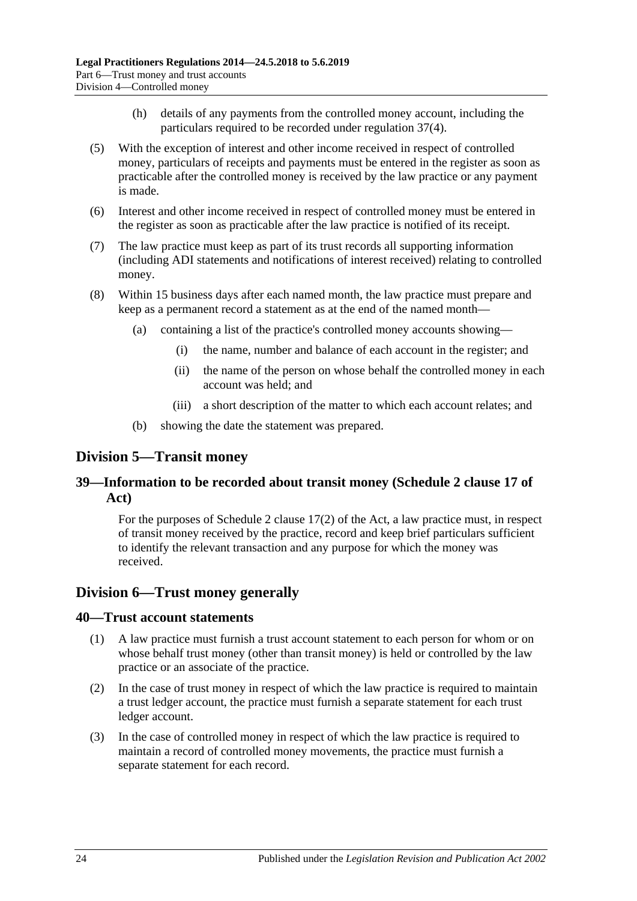(h) details of any payments from the controlled money account, including the particulars required to be recorded under regulation 37(4).

(5) With the exception of interest and other income received in respect of controlled money, particulars of receipts and payments must be entered in the register as soon as practicable after the controlled money is received by the law practice or any payment is made.

(6) Interest and other income received in respect of controlled money must be entered in the register as soon as practicable after the law practice is notified of its receipt.

(7) The law practice must keep as part of its trust records all supporting information (including ADI statements and notifications of interest received) relating to controlled money.

(8) Within 15 business days after each named month, the law practice must prepare and keep as a permanent record a statement as at the end of the named month—

(a) containing a list of the practice's controlled money accounts showing—

(i) the name, number and balance of each account in the register; and

(ii) the name of the person on whose behalf the controlled money in each account was held; and

(iii) a short description of the matter to which each account relates; and

(b) showing the date the statement was prepared.

## Division 5—Transit money

### 39—Information to be recorded about transit money (Schedule 2 clause 17 of Act)

For the purposes of Schedule 2 clause 17(2) of the Act, a law practice must, in respect of transit money received by the practice, record and keep brief particulars sufficient to identify the relevant transaction and any purpose for which the money was received.

## Division 6—Trust money generally

### 40—Trust account statements

(1) A law practice must furnish a trust account statement to each person for whom or on whose behalf trust money (other than transit money) is held or controlled by the law practice or an associate of the practice.

(2) In the case of trust money in respect of which the law practice is required to maintain a trust ledger account, the practice must furnish a separate statement for each trust ledger account.

(3) In the case of controlled money in respect of which the law practice is required to maintain a record of controlled money movements, the practice must furnish a separate statement for each record.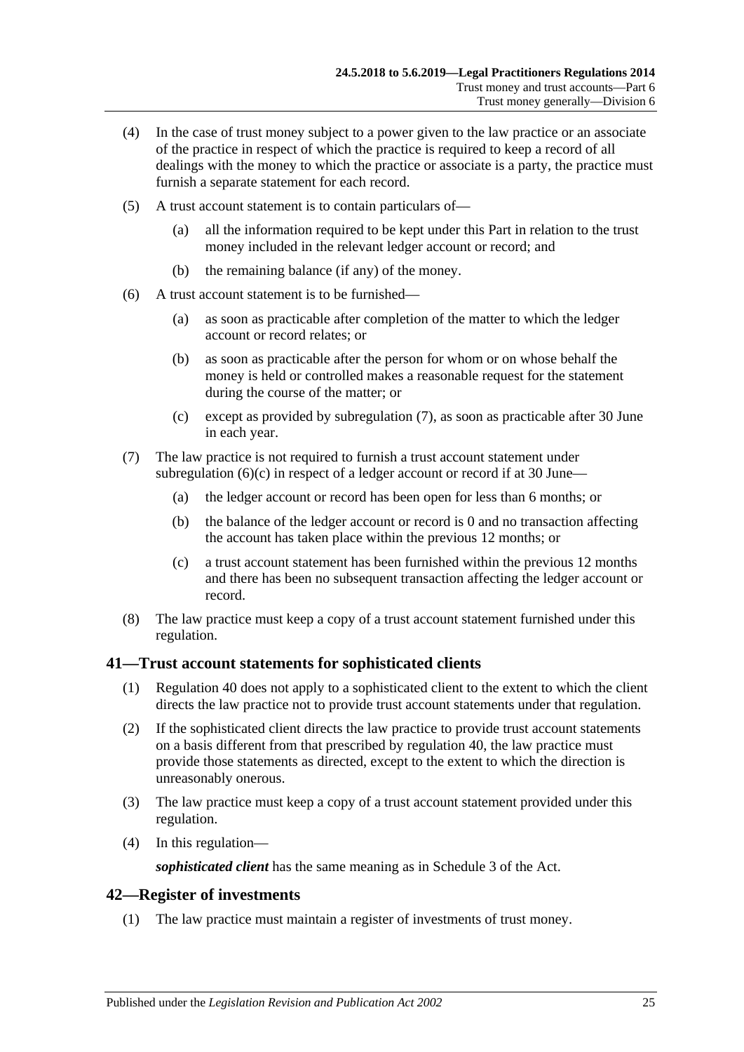(4) In the case of trust money subject to a power given to the law practice or an associate of the practice in respect of which the practice is required to keep a record of all dealings with the money to which the practice or associate is a party, the practice must furnish a separate statement for each record.

(5) A trust account statement is to contain particulars of—

(a) all the information required to be kept under this Part in relation to the trust money included in the relevant ledger account or record; and

(b) the remaining balance (if any) of the money.

(6) A trust account statement is to be furnished—

(a) as soon as practicable after completion of the matter to which the ledger account or record relates; or

(b) as soon as practicable after the person for whom or on whose behalf the money is held or controlled makes a reasonable request for the statement during the course of the matter; or

(c) except as provided by subregulation (7), as soon as practicable after 30 June in each year.

(7) The law practice is not required to furnish a trust account statement under subregulation (6)(c) in respect of a ledger account or record if at 30 June—

(a) the ledger account or record has been open for less than 6 months; or

(b) the balance of the ledger account or record is 0 and no transaction affecting the account has taken place within the previous 12 months; or

(c) a trust account statement has been furnished within the previous 12 months and there has been no subsequent transaction affecting the ledger account or record.

(8) The law practice must keep a copy of a trust account statement furnished under this regulation.

## 41—Trust account statements for sophisticated clients

(1) Regulation 40 does not apply to a sophisticated client to the extent to which the client directs the law practice not to provide trust account statements under that regulation.

(2) If the sophisticated client directs the law practice to provide trust account statements on a basis different from that prescribed by regulation 40, the law practice must provide those statements as directed, except to the extent to which the direction is unreasonably onerous.

(3) The law practice must keep a copy of a trust account statement provided under this regulation.

(4) In this regulation—

***sophisticated client*** has the same meaning as in Schedule 3 of the Act.

## 42—Register of investments

(1) The law practice must maintain a register of investments of trust money.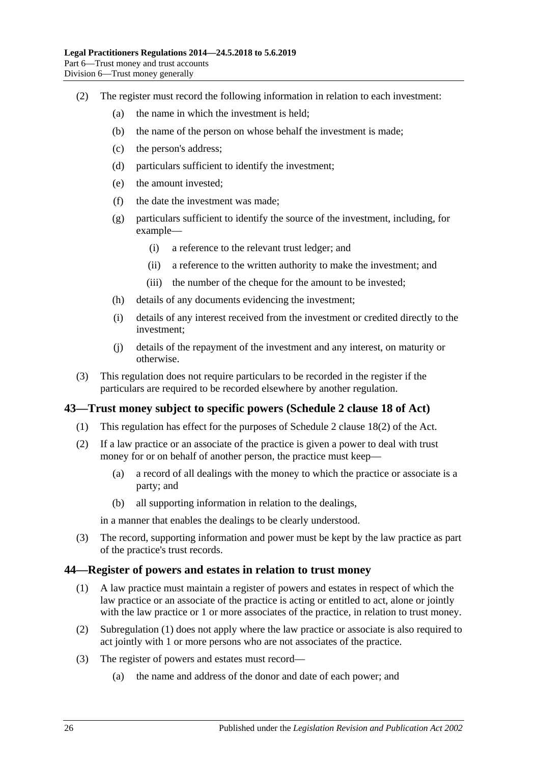(2) The register must record the following information in relation to each investment:

(a) the name in which the investment is held;

(b) the name of the person on whose behalf the investment is made;

(c) the person's address;

(d) particulars sufficient to identify the investment;

(e) the amount invested;

(f) the date the investment was made;

(g) particulars sufficient to identify the source of the investment, including, for example—

(i) a reference to the relevant trust ledger; and

(ii) a reference to the written authority to make the investment; and

(iii) the number of the cheque for the amount to be invested;

(h) details of any documents evidencing the investment;

(i) details of any interest received from the investment or credited directly to the investment;

(j) details of the repayment of the investment and any interest, on maturity or otherwise.

(3) This regulation does not require particulars to be recorded in the register if the particulars are required to be recorded elsewhere by another regulation.

## 43—Trust money subject to specific powers (Schedule 2 clause 18 of Act)

(1) This regulation has effect for the purposes of Schedule 2 clause 18(2) of the Act.

(2) If a law practice or an associate of the practice is given a power to deal with trust money for or on behalf of another person, the practice must keep—

(a) a record of all dealings with the money to which the practice or associate is a party; and

(b) all supporting information in relation to the dealings,

in a manner that enables the dealings to be clearly understood.

(3) The record, supporting information and power must be kept by the law practice as part of the practice's trust records.

## 44—Register of powers and estates in relation to trust money

(1) A law practice must maintain a register of powers and estates in respect of which the law practice or an associate of the practice is acting or entitled to act, alone or jointly with the law practice or 1 or more associates of the practice, in relation to trust money.

(2) Subregulation (1) does not apply where the law practice or associate is also required to act jointly with 1 or more persons who are not associates of the practice.

(3) The register of powers and estates must record—

(a) the name and address of the donor and date of each power; and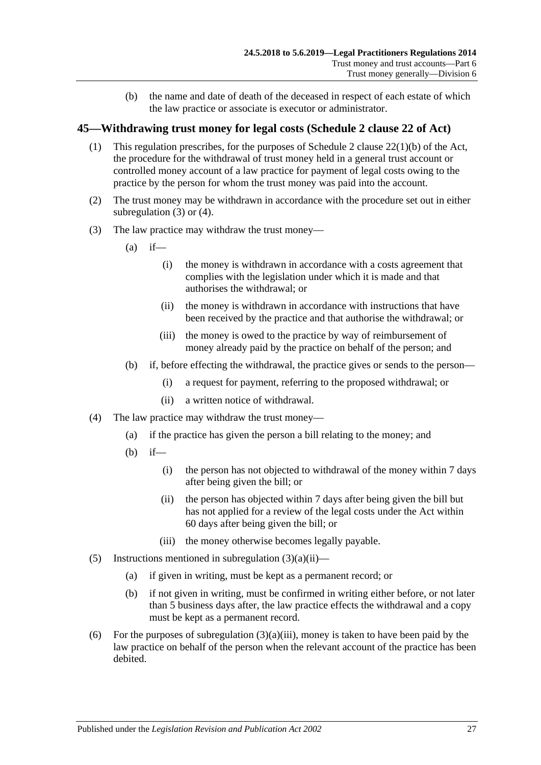(b) the name and date of death of the deceased in respect of each estate of which the law practice or associate is executor or administrator.

## 45—Withdrawing trust money for legal costs (Schedule 2 clause 22 of Act)

(1) This regulation prescribes, for the purposes of Schedule 2 clause 22(1)(b) of the Act, the procedure for the withdrawal of trust money held in a general trust account or controlled money account of a law practice for payment of legal costs owing to the practice by the person for whom the trust money was paid into the account.

(2) The trust money may be withdrawn in accordance with the procedure set out in either subregulation (3) or (4).

(3) The law practice may withdraw the trust money—

- (a) if—
  - (i) the money is withdrawn in accordance with a costs agreement that complies with the legislation under which it is made and that authorises the withdrawal; or
  - (ii) the money is withdrawn in accordance with instructions that have been received by the practice and that authorise the withdrawal; or
  - (iii) the money is owed to the practice by way of reimbursement of money already paid by the practice on behalf of the person; and
- (b) if, before effecting the withdrawal, the practice gives or sends to the person—
  - (i) a request for payment, referring to the proposed withdrawal; or
  - (ii) a written notice of withdrawal.

(4) The law practice may withdraw the trust money—

- (a) if the practice has given the person a bill relating to the money; and
- (b) if—
  - (i) the person has not objected to withdrawal of the money within 7 days after being given the bill; or
  - (ii) the person has objected within 7 days after being given the bill but has not applied for a review of the legal costs under the Act within 60 days after being given the bill; or
  - (iii) the money otherwise becomes legally payable.

(5) Instructions mentioned in subregulation (3)(a)(ii)—

- (a) if given in writing, must be kept as a permanent record; or
- (b) if not given in writing, must be confirmed in writing either before, or not later than 5 business days after, the law practice effects the withdrawal and a copy must be kept as a permanent record.

(6) For the purposes of subregulation (3)(a)(iii), money is taken to have been paid by the law practice on behalf of the person when the relevant account of the practice has been debited.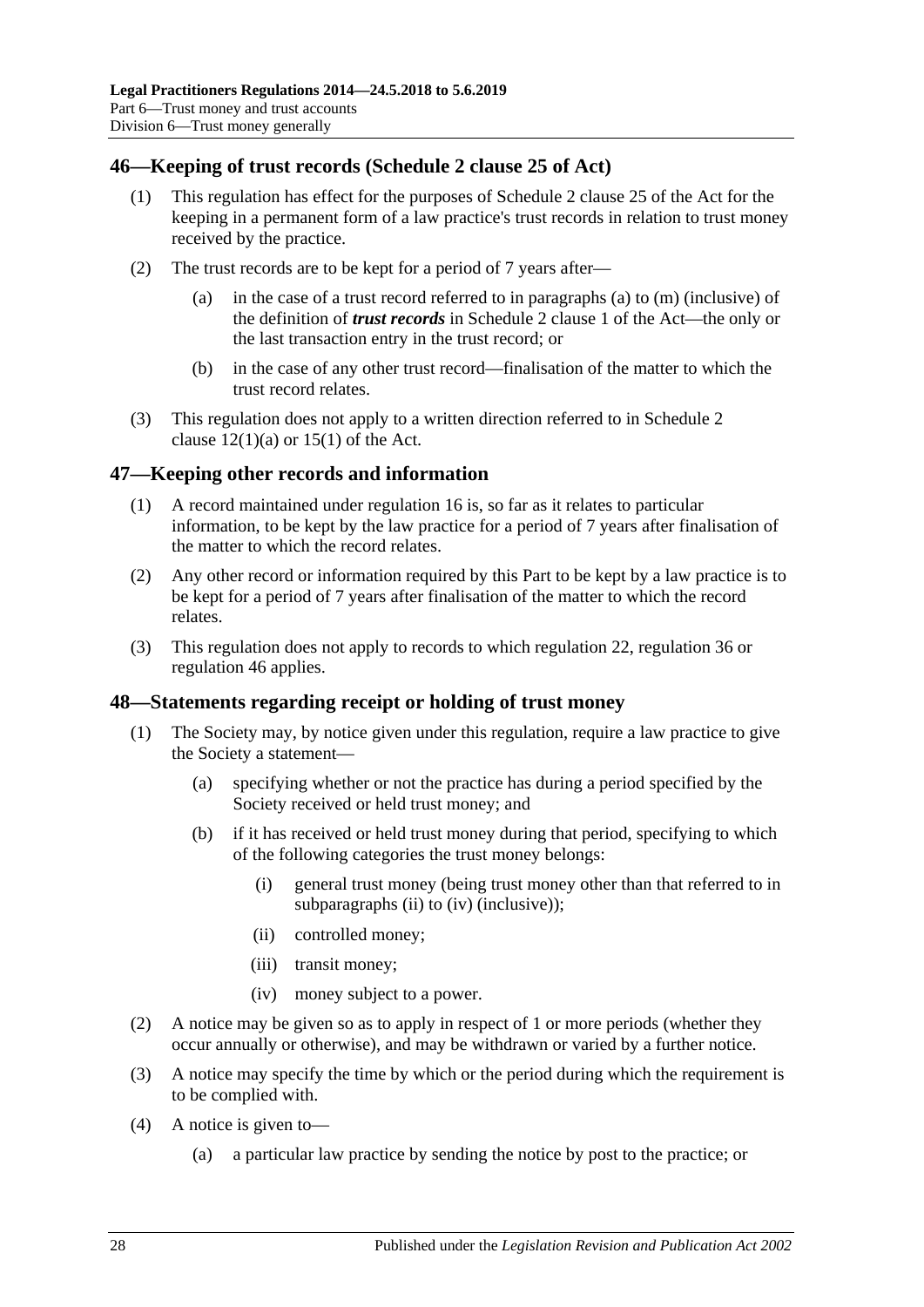## 46—Keeping of trust records (Schedule 2 clause 25 of Act)

(1) This regulation has effect for the purposes of Schedule 2 clause 25 of the Act for the keeping in a permanent form of a law practice's trust records in relation to trust money received by the practice.

(2) The trust records are to be kept for a period of 7 years after—

(a) in the case of a trust record referred to in paragraphs (a) to (m) (inclusive) of the definition of ***trust records*** in Schedule 2 clause 1 of the Act—the only or the last transaction entry in the trust record; or

(b) in the case of any other trust record—finalisation of the matter to which the trust record relates.

(3) This regulation does not apply to a written direction referred to in Schedule 2 clause 12(1)(a) or 15(1) of the Act.

## 47—Keeping other records and information

(1) A record maintained under regulation 16 is, so far as it relates to particular information, to be kept by the law practice for a period of 7 years after finalisation of the matter to which the record relates.

(2) Any other record or information required by this Part to be kept by a law practice is to be kept for a period of 7 years after finalisation of the matter to which the record relates.

(3) This regulation does not apply to records to which regulation 22, regulation 36 or regulation 46 applies.

## 48—Statements regarding receipt or holding of trust money

(1) The Society may, by notice given under this regulation, require a law practice to give the Society a statement—

(a) specifying whether or not the practice has during a period specified by the Society received or held trust money; and

(b) if it has received or held trust money during that period, specifying to which of the following categories the trust money belongs:

(i) general trust money (being trust money other than that referred to in subparagraphs (ii) to (iv) (inclusive));

(ii) controlled money;

(iii) transit money;

(iv) money subject to a power.

(2) A notice may be given so as to apply in respect of 1 or more periods (whether they occur annually or otherwise), and may be withdrawn or varied by a further notice.

(3) A notice may specify the time by which or the period during which the requirement is to be complied with.

(4) A notice is given to—

(a) a particular law practice by sending the notice by post to the practice; or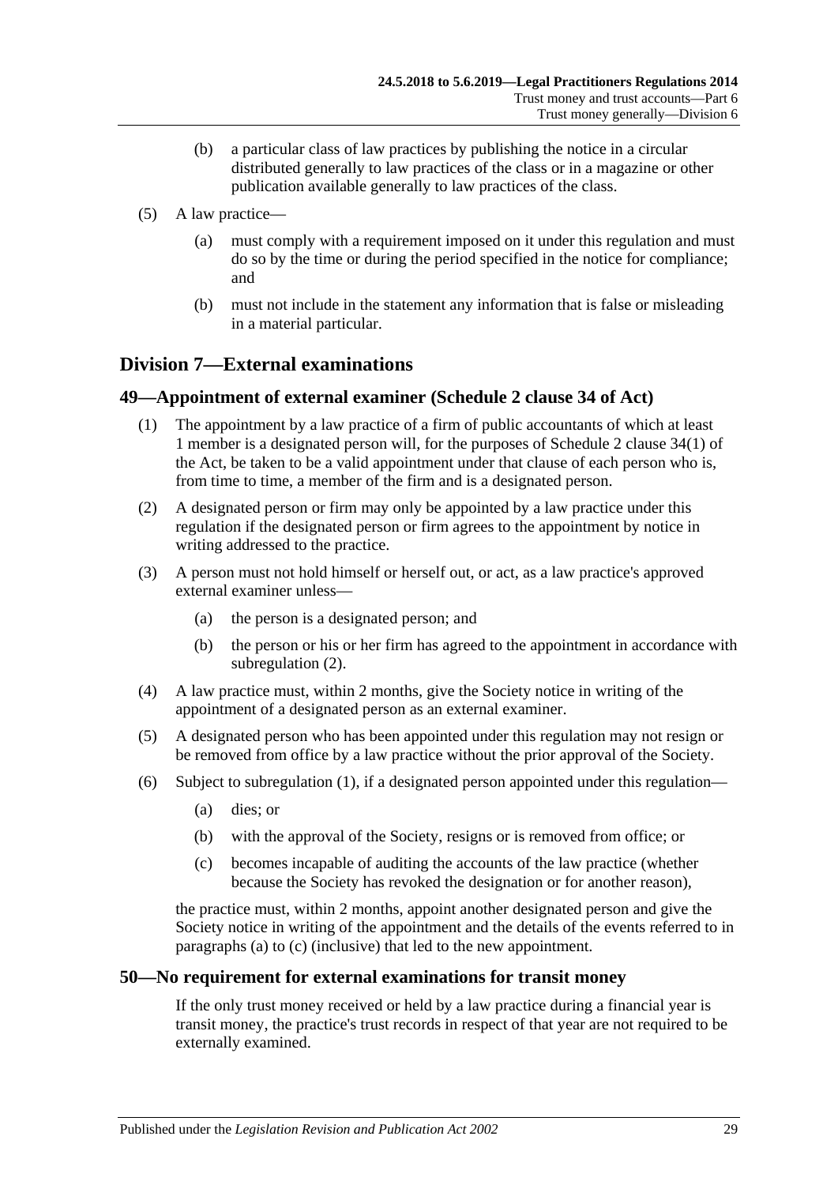(b) a particular class of law practices by publishing the notice in a circular distributed generally to law practices of the class or in a magazine or other publication available generally to law practices of the class.

(5) A law practice—

(a) must comply with a requirement imposed on it under this regulation and must do so by the time or during the period specified in the notice for compliance; and

(b) must not include in the statement any information that is false or misleading in a material particular.

## Division 7—External examinations

### 49—Appointment of external examiner (Schedule 2 clause 34 of Act)

(1) The appointment by a law practice of a firm of public accountants of which at least 1 member is a designated person will, for the purposes of Schedule 2 clause 34(1) of the Act, be taken to be a valid appointment under that clause of each person who is, from time to time, a member of the firm and is a designated person.

(2) A designated person or firm may only be appointed by a law practice under this regulation if the designated person or firm agrees to the appointment by notice in writing addressed to the practice.

(3) A person must not hold himself or herself out, or act, as a law practice's approved external examiner unless—

(a) the person is a designated person; and

(b) the person or his or her firm has agreed to the appointment in accordance with subregulation (2).

(4) A law practice must, within 2 months, give the Society notice in writing of the appointment of a designated person as an external examiner.

(5) A designated person who has been appointed under this regulation may not resign or be removed from office by a law practice without the prior approval of the Society.

(6) Subject to subregulation (1), if a designated person appointed under this regulation—

(a) dies; or

(b) with the approval of the Society, resigns or is removed from office; or

(c) becomes incapable of auditing the accounts of the law practice (whether because the Society has revoked the designation or for another reason),

the practice must, within 2 months, appoint another designated person and give the Society notice in writing of the appointment and the details of the events referred to in paragraphs (a) to (c) (inclusive) that led to the new appointment.

### 50—No requirement for external examinations for transit money

If the only trust money received or held by a law practice during a financial year is transit money, the practice's trust records in respect of that year are not required to be externally examined.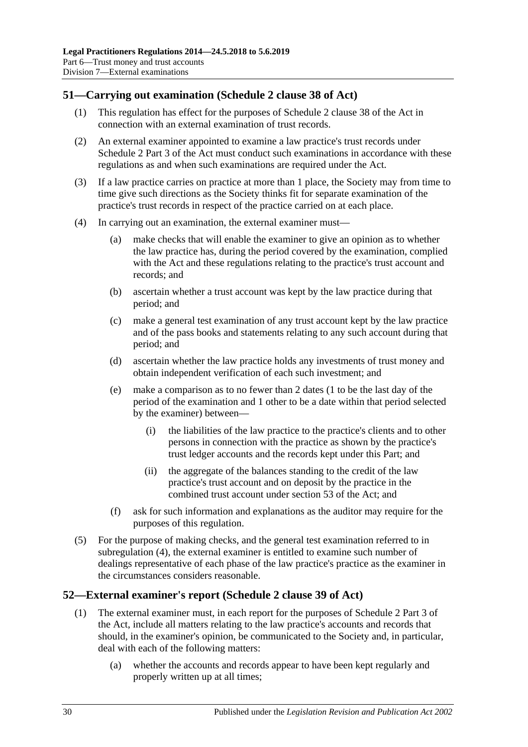## 51—Carrying out examination (Schedule 2 clause 38 of Act)

(1) This regulation has effect for the purposes of Schedule 2 clause 38 of the Act in connection with an external examination of trust records.

(2) An external examiner appointed to examine a law practice's trust records under Schedule 2 Part 3 of the Act must conduct such examinations in accordance with these regulations as and when such examinations are required under the Act.

(3) If a law practice carries on practice at more than 1 place, the Society may from time to time give such directions as the Society thinks fit for separate examination of the practice's trust records in respect of the practice carried on at each place.

(4) In carrying out an examination, the external examiner must—

(a) make checks that will enable the examiner to give an opinion as to whether the law practice has, during the period covered by the examination, complied with the Act and these regulations relating to the practice's trust account and records; and

(b) ascertain whether a trust account was kept by the law practice during that period; and

(c) make a general test examination of any trust account kept by the law practice and of the pass books and statements relating to any such account during that period; and

(d) ascertain whether the law practice holds any investments of trust money and obtain independent verification of each such investment; and

(e) make a comparison as to no fewer than 2 dates (1 to be the last day of the period of the examination and 1 other to be a date within that period selected by the examiner) between—

(i) the liabilities of the law practice to the practice's clients and to other persons in connection with the practice as shown by the practice's trust ledger accounts and the records kept under this Part; and

(ii) the aggregate of the balances standing to the credit of the law practice's trust account and on deposit by the practice in the combined trust account under section 53 of the Act; and

(f) ask for such information and explanations as the auditor may require for the purposes of this regulation.

(5) For the purpose of making checks, and the general test examination referred to in subregulation (4), the external examiner is entitled to examine such number of dealings representative of each phase of the law practice's practice as the examiner in the circumstances considers reasonable.

## 52—External examiner's report (Schedule 2 clause 39 of Act)

(1) The external examiner must, in each report for the purposes of Schedule 2 Part 3 of the Act, include all matters relating to the law practice's accounts and records that should, in the examiner's opinion, be communicated to the Society and, in particular, deal with each of the following matters:

(a) whether the accounts and records appear to have been kept regularly and properly written up at all times;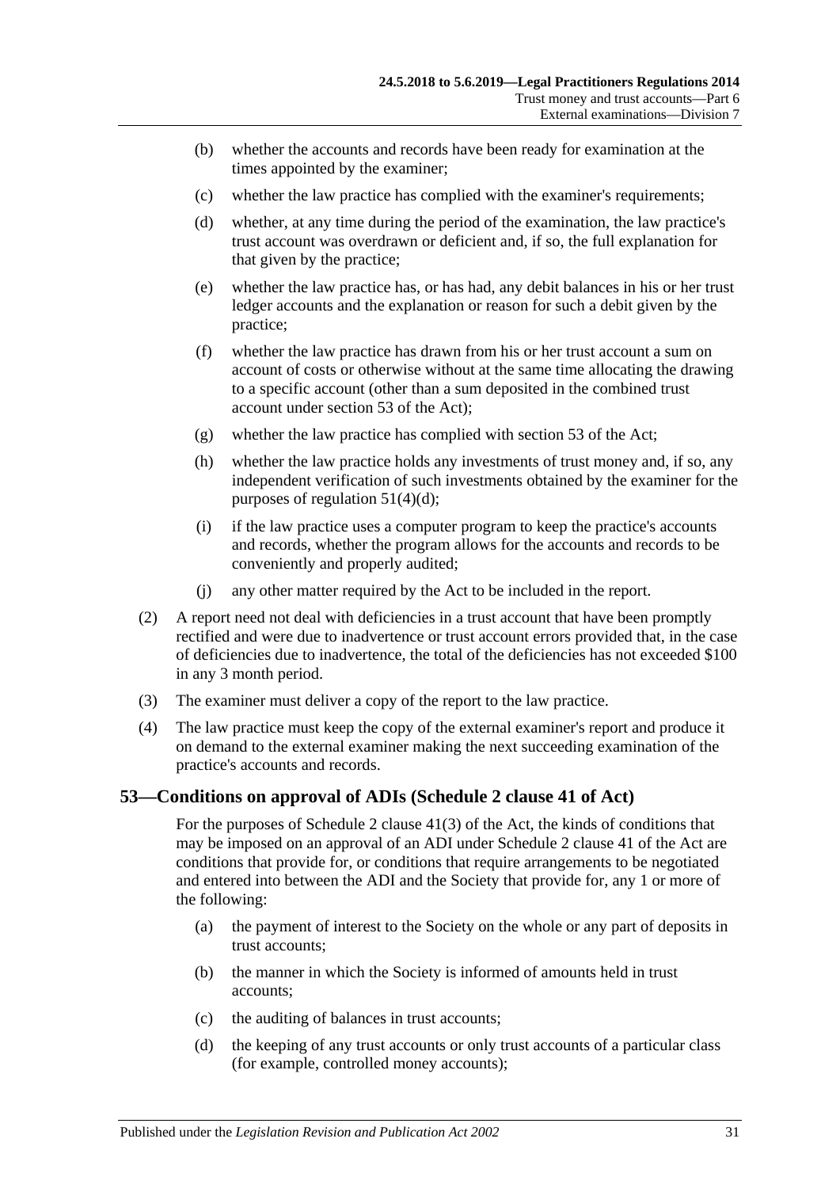(b) whether the accounts and records have been ready for examination at the times appointed by the examiner;

(c) whether the law practice has complied with the examiner's requirements;

(d) whether, at any time during the period of the examination, the law practice's trust account was overdrawn or deficient and, if so, the full explanation for that given by the practice;

(e) whether the law practice has, or has had, any debit balances in his or her trust ledger accounts and the explanation or reason for such a debit given by the practice;

(f) whether the law practice has drawn from his or her trust account a sum on account of costs or otherwise without at the same time allocating the drawing to a specific account (other than a sum deposited in the combined trust account under section 53 of the Act);

(g) whether the law practice has complied with section 53 of the Act;

(h) whether the law practice holds any investments of trust money and, if so, any independent verification of such investments obtained by the examiner for the purposes of regulation 51(4)(d);

(i) if the law practice uses a computer program to keep the practice's accounts and records, whether the program allows for the accounts and records to be conveniently and properly audited;

(j) any other matter required by the Act to be included in the report.

(2) A report need not deal with deficiencies in a trust account that have been promptly rectified and were due to inadvertence or trust account errors provided that, in the case of deficiencies due to inadvertence, the total of the deficiencies has not exceeded $100 in any 3 month period.

(3) The examiner must deliver a copy of the report to the law practice.

(4) The law practice must keep the copy of the external examiner's report and produce it on demand to the external examiner making the next succeeding examination of the practice's accounts and records.

## 53—Conditions on approval of ADIs (Schedule 2 clause 41 of Act)

For the purposes of Schedule 2 clause 41(3) of the Act, the kinds of conditions that may be imposed on an approval of an ADI under Schedule 2 clause 41 of the Act are conditions that provide for, or conditions that require arrangements to be negotiated and entered into between the ADI and the Society that provide for, any 1 or more of the following:

(a) the payment of interest to the Society on the whole or any part of deposits in trust accounts;

(b) the manner in which the Society is informed of amounts held in trust accounts;

(c) the auditing of balances in trust accounts;

(d) the keeping of any trust accounts or only trust accounts of a particular class (for example, controlled money accounts);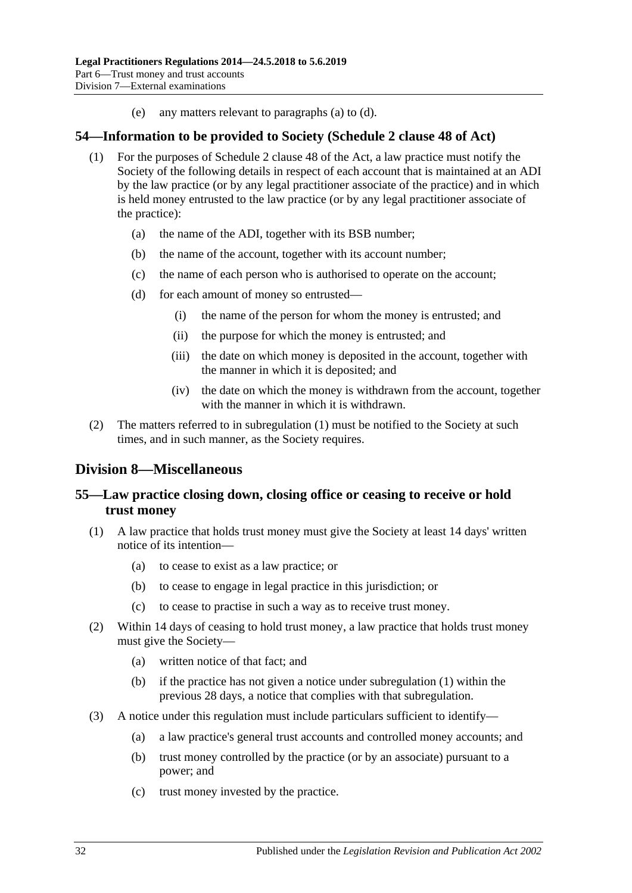(e) any matters relevant to paragraphs (a) to (d).

## 54—Information to be provided to Society (Schedule 2 clause 48 of Act)

(1) For the purposes of Schedule 2 clause 48 of the Act, a law practice must notify the Society of the following details in respect of each account that is maintained at an ADI by the law practice (or by any legal practitioner associate of the practice) and in which is held money entrusted to the law practice (or by any legal practitioner associate of the practice):

(a) the name of the ADI, together with its BSB number;

(b) the name of the account, together with its account number;

(c) the name of each person who is authorised to operate on the account;

(d) for each amount of money so entrusted—

(i) the name of the person for whom the money is entrusted; and

(ii) the purpose for which the money is entrusted; and

(iii) the date on which money is deposited in the account, together with the manner in which it is deposited; and

(iv) the date on which the money is withdrawn from the account, together with the manner in which it is withdrawn.

(2) The matters referred to in subregulation (1) must be notified to the Society at such times, and in such manner, as the Society requires.

# Division 8—Miscellaneous

## 55—Law practice closing down, closing office or ceasing to receive or hold trust money

(1) A law practice that holds trust money must give the Society at least 14 days' written notice of its intention—

(a) to cease to exist as a law practice; or

(b) to cease to engage in legal practice in this jurisdiction; or

(c) to cease to practise in such a way as to receive trust money.

(2) Within 14 days of ceasing to hold trust money, a law practice that holds trust money must give the Society—

(a) written notice of that fact; and

(b) if the practice has not given a notice under subregulation (1) within the previous 28 days, a notice that complies with that subregulation.

(3) A notice under this regulation must include particulars sufficient to identify—

(a) a law practice's general trust accounts and controlled money accounts; and

(b) trust money controlled by the practice (or by an associate) pursuant to a power; and

(c) trust money invested by the practice.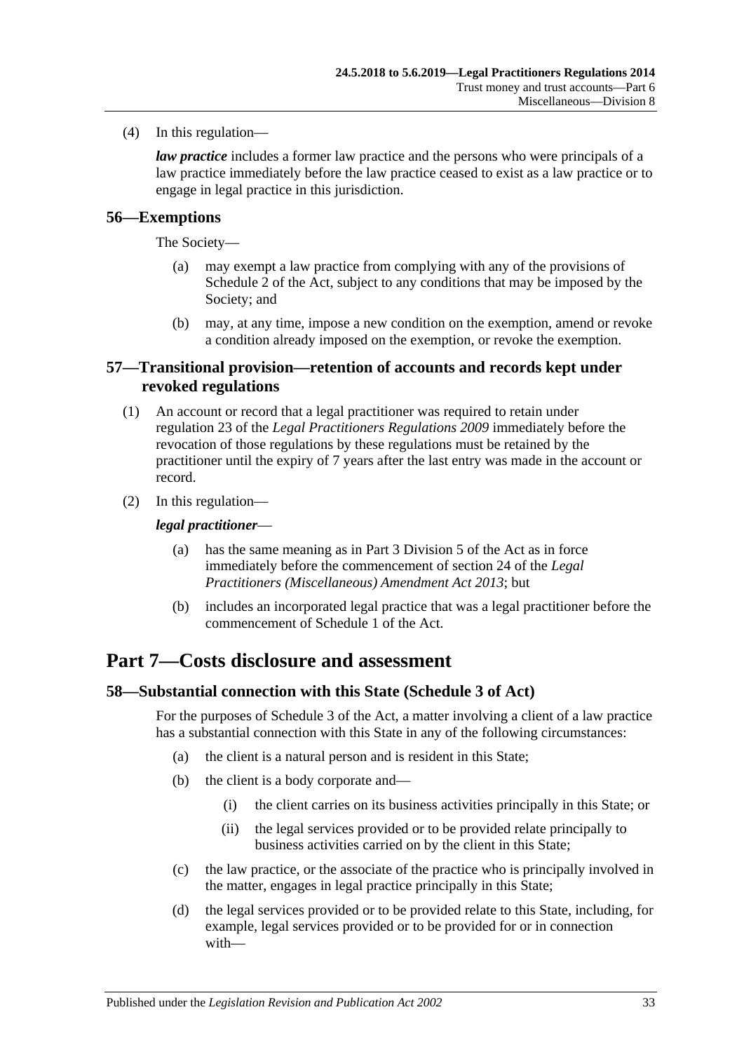(4) In this regulation—

***law practice*** includes a former law practice and the persons who were principals of a law practice immediately before the law practice ceased to exist as a law practice or to engage in legal practice in this jurisdiction.

### 56—Exemptions

The Society—

(a) may exempt a law practice from complying with any of the provisions of Schedule 2 of the Act, subject to any conditions that may be imposed by the Society; and

(b) may, at any time, impose a new condition on the exemption, amend or revoke a condition already imposed on the exemption, or revoke the exemption.

### 57—Transitional provision—retention of accounts and records kept under revoked regulations

(1) An account or record that a legal practitioner was required to retain under regulation 23 of the *Legal Practitioners Regulations 2009* immediately before the revocation of those regulations by these regulations must be retained by the practitioner until the expiry of 7 years after the last entry was made in the account or record.

(2) In this regulation—

***legal practitioner***—

(a) has the same meaning as in Part 3 Division 5 of the Act as in force immediately before the commencement of section 24 of the *Legal Practitioners (Miscellaneous) Amendment Act 2013*; but

(b) includes an incorporated legal practice that was a legal practitioner before the commencement of Schedule 1 of the Act.

## Part 7—Costs disclosure and assessment

### 58—Substantial connection with this State (Schedule 3 of Act)

For the purposes of Schedule 3 of the Act, a matter involving a client of a law practice has a substantial connection with this State in any of the following circumstances:

(a) the client is a natural person and is resident in this State;

(b) the client is a body corporate and—

(i) the client carries on its business activities principally in this State; or

(ii) the legal services provided or to be provided relate principally to business activities carried on by the client in this State;

(c) the law practice, or the associate of the practice who is principally involved in the matter, engages in legal practice principally in this State;

(d) the legal services provided or to be provided relate to this State, including, for example, legal services provided or to be provided for or in connection with—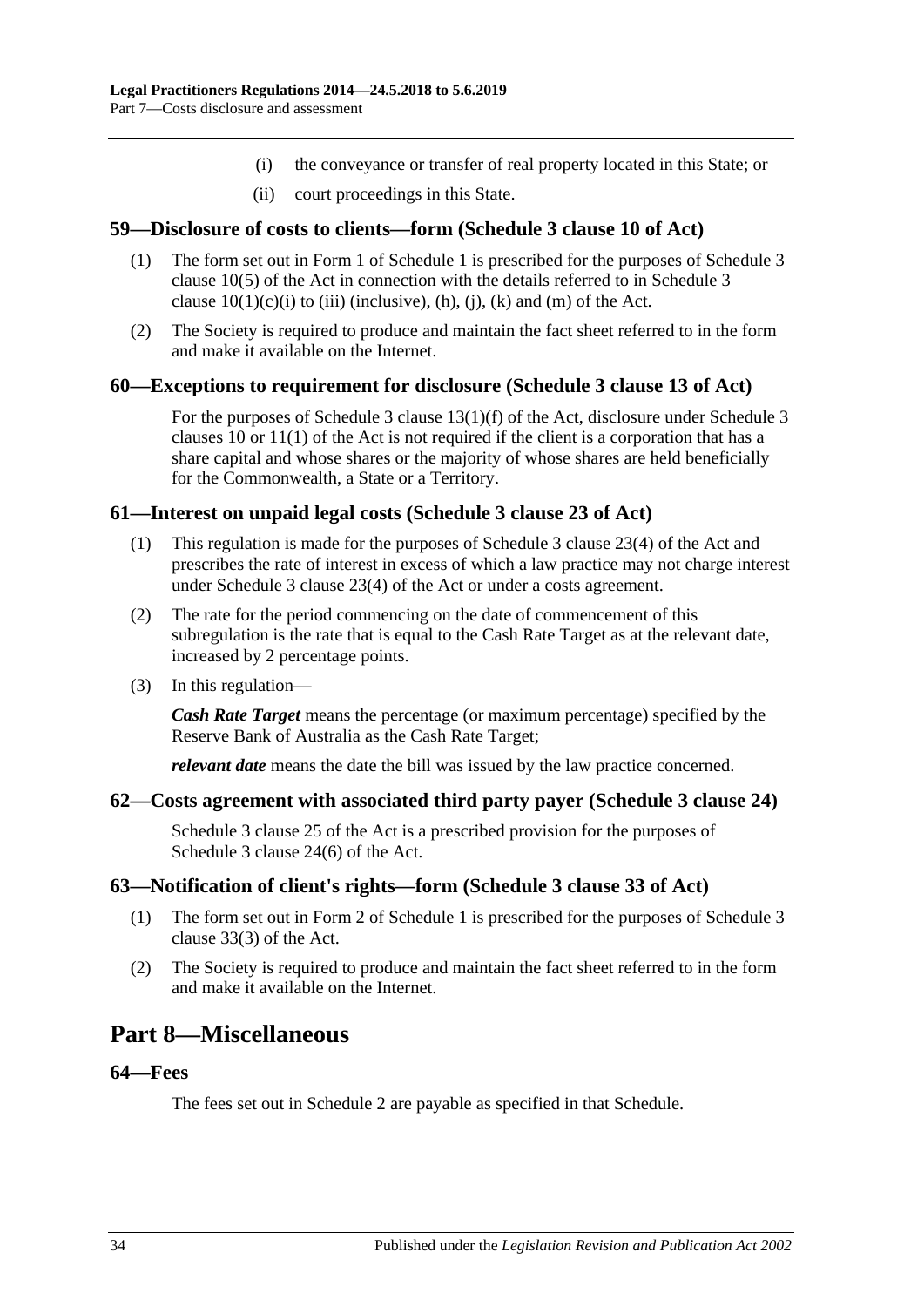(i) the conveyance or transfer of real property located in this State; or

(ii) court proceedings in this State.

### 59—Disclosure of costs to clients—form (Schedule 3 clause 10 of Act)

(1) The form set out in Form 1 of Schedule 1 is prescribed for the purposes of Schedule 3 clause 10(5) of the Act in connection with the details referred to in Schedule 3 clause 10(1)(c)(i) to (iii) (inclusive), (h), (j), (k) and (m) of the Act.

(2) The Society is required to produce and maintain the fact sheet referred to in the form and make it available on the Internet.

### 60—Exceptions to requirement for disclosure (Schedule 3 clause 13 of Act)

For the purposes of Schedule 3 clause 13(1)(f) of the Act, disclosure under Schedule 3 clauses 10 or 11(1) of the Act is not required if the client is a corporation that has a share capital and whose shares or the majority of whose shares are held beneficially for the Commonwealth, a State or a Territory.

### 61—Interest on unpaid legal costs (Schedule 3 clause 23 of Act)

(1) This regulation is made for the purposes of Schedule 3 clause 23(4) of the Act and prescribes the rate of interest in excess of which a law practice may not charge interest under Schedule 3 clause 23(4) of the Act or under a costs agreement.

(2) The rate for the period commencing on the date of commencement of this subregulation is the rate that is equal to the Cash Rate Target as at the relevant date, increased by 2 percentage points.

(3) In this regulation—

***Cash Rate Target*** means the percentage (or maximum percentage) specified by the Reserve Bank of Australia as the Cash Rate Target;

***relevant date*** means the date the bill was issued by the law practice concerned.

### 62—Costs agreement with associated third party payer (Schedule 3 clause 24)

Schedule 3 clause 25 of the Act is a prescribed provision for the purposes of Schedule 3 clause 24(6) of the Act.

### 63—Notification of client's rights—form (Schedule 3 clause 33 of Act)

(1) The form set out in Form 2 of Schedule 1 is prescribed for the purposes of Schedule 3 clause 33(3) of the Act.

(2) The Society is required to produce and maintain the fact sheet referred to in the form and make it available on the Internet.

## Part 8—Miscellaneous

### 64—Fees

The fees set out in Schedule 2 are payable as specified in that Schedule.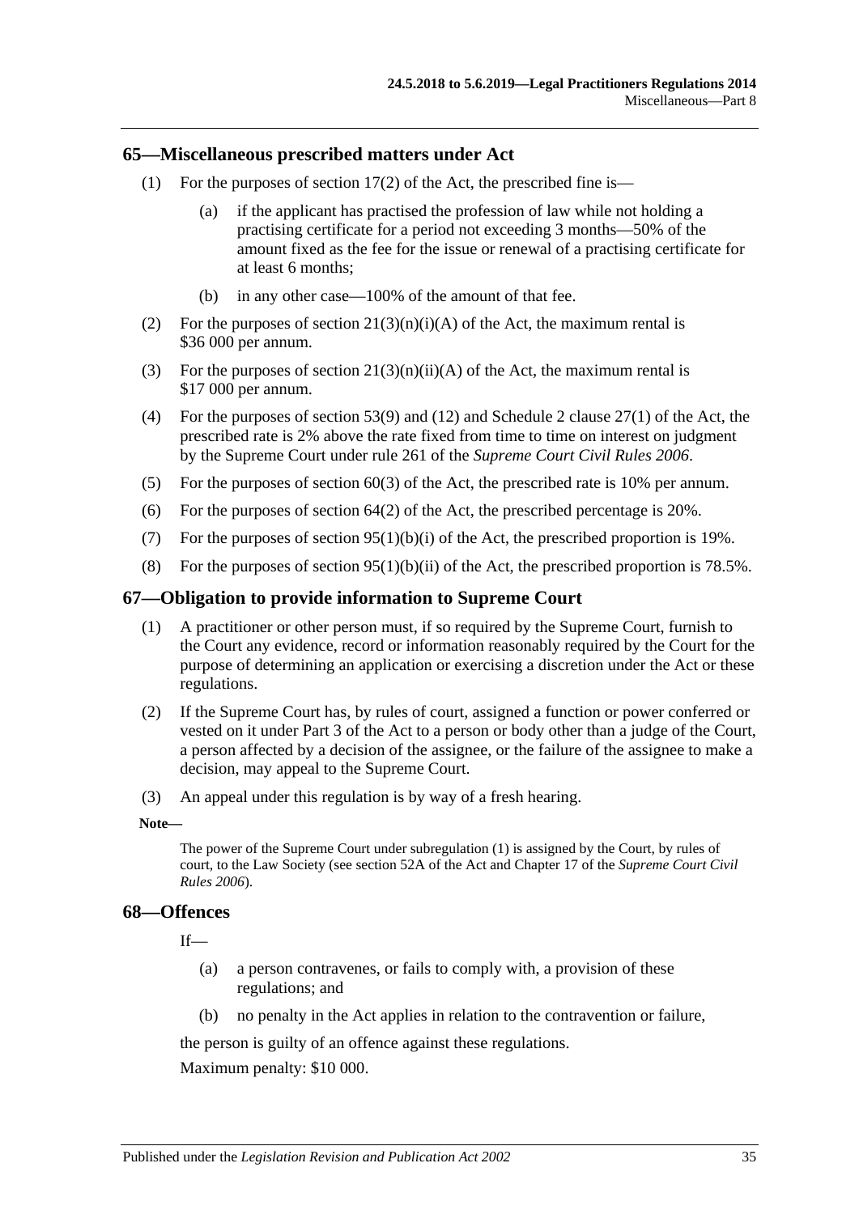## 65—Miscellaneous prescribed matters under Act

(1) For the purposes of section 17(2) of the Act, the prescribed fine is—

  (a) if the applicant has practised the profession of law while not holding a practising certificate for a period not exceeding 3 months—50% of the amount fixed as the fee for the issue or renewal of a practising certificate for at least 6 months;

  (b) in any other case—100% of the amount of that fee.

(2) For the purposes of section 21(3)(n)(i)(A) of the Act, the maximum rental is $36 000 per annum.

(3) For the purposes of section 21(3)(n)(ii)(A) of the Act, the maximum rental is $17 000 per annum.

(4) For the purposes of section 53(9) and (12) and Schedule 2 clause 27(1) of the Act, the prescribed rate is 2% above the rate fixed from time to time on interest on judgment by the Supreme Court under rule 261 of the *Supreme Court Civil Rules 2006*.

(5) For the purposes of section 60(3) of the Act, the prescribed rate is 10% per annum.

(6) For the purposes of section 64(2) of the Act, the prescribed percentage is 20%.

(7) For the purposes of section 95(1)(b)(i) of the Act, the prescribed proportion is 19%.

(8) For the purposes of section 95(1)(b)(ii) of the Act, the prescribed proportion is 78.5%.

## 67—Obligation to provide information to Supreme Court

(1) A practitioner or other person must, if so required by the Supreme Court, furnish to the Court any evidence, record or information reasonably required by the Court for the purpose of determining an application or exercising a discretion under the Act or these regulations.

(2) If the Supreme Court has, by rules of court, assigned a function or power conferred or vested on it under Part 3 of the Act to a person or body other than a judge of the Court, a person affected by a decision of the assignee, or the failure of the assignee to make a decision, may appeal to the Supreme Court.

(3) An appeal under this regulation is by way of a fresh hearing.

**Note—**

The power of the Supreme Court under subregulation (1) is assigned by the Court, by rules of court, to the Law Society (see section 52A of the Act and Chapter 17 of the *Supreme Court Civil Rules 2006*).

## 68—Offences

If—

  (a) a person contravenes, or fails to comply with, a provision of these regulations; and

  (b) no penalty in the Act applies in relation to the contravention or failure,

the person is guilty of an offence against these regulations.

Maximum penalty: $10 000.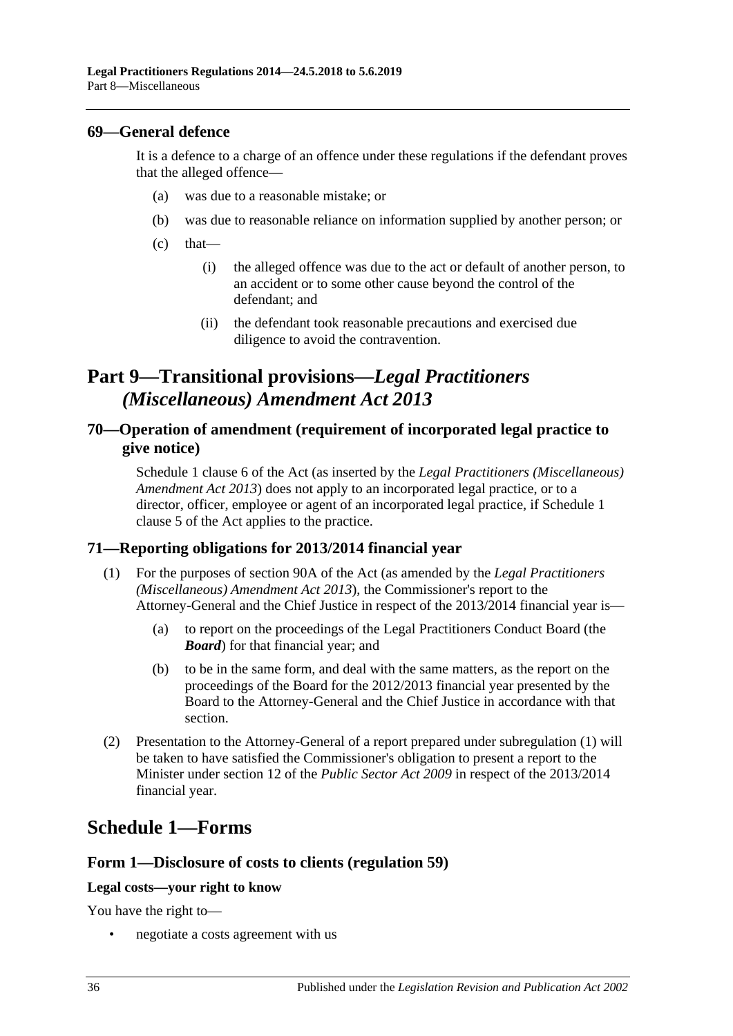### 69—General defence

It is a defence to a charge of an offence under these regulations if the defendant proves that the alleged offence—

(a) was due to a reasonable mistake; or

(b) was due to reasonable reliance on information supplied by another person; or

(c) that—

(i) the alleged offence was due to the act or default of another person, to an accident or to some other cause beyond the control of the defendant; and

(ii) the defendant took reasonable precautions and exercised due diligence to avoid the contravention.

## Part 9—Transitional provisions—*Legal Practitioners (Miscellaneous) Amendment Act 2013*

### 70—Operation of amendment (requirement of incorporated legal practice to give notice)

Schedule 1 clause 6 of the Act (as inserted by the *Legal Practitioners (Miscellaneous) Amendment Act 2013*) does not apply to an incorporated legal practice, or to a director, officer, employee or agent of an incorporated legal practice, if Schedule 1 clause 5 of the Act applies to the practice.

### 71—Reporting obligations for 2013/2014 financial year

(1) For the purposes of section 90A of the Act (as amended by the *Legal Practitioners (Miscellaneous) Amendment Act 2013*), the Commissioner's report to the Attorney-General and the Chief Justice in respect of the 2013/2014 financial year is—

(a) to report on the proceedings of the Legal Practitioners Conduct Board (the ***Board***) for that financial year; and

(b) to be in the same form, and deal with the same matters, as the report on the proceedings of the Board for the 2012/2013 financial year presented by the Board to the Attorney-General and the Chief Justice in accordance with that section.

(2) Presentation to the Attorney-General of a report prepared under subregulation (1) will be taken to have satisfied the Commissioner's obligation to present a report to the Minister under section 12 of the *Public Sector Act 2009* in respect of the 2013/2014 financial year.

## Schedule 1—Forms

### Form 1—Disclosure of costs to clients (regulation 59)

**Legal costs—your right to know**

You have the right to—

- negotiate a costs agreement with us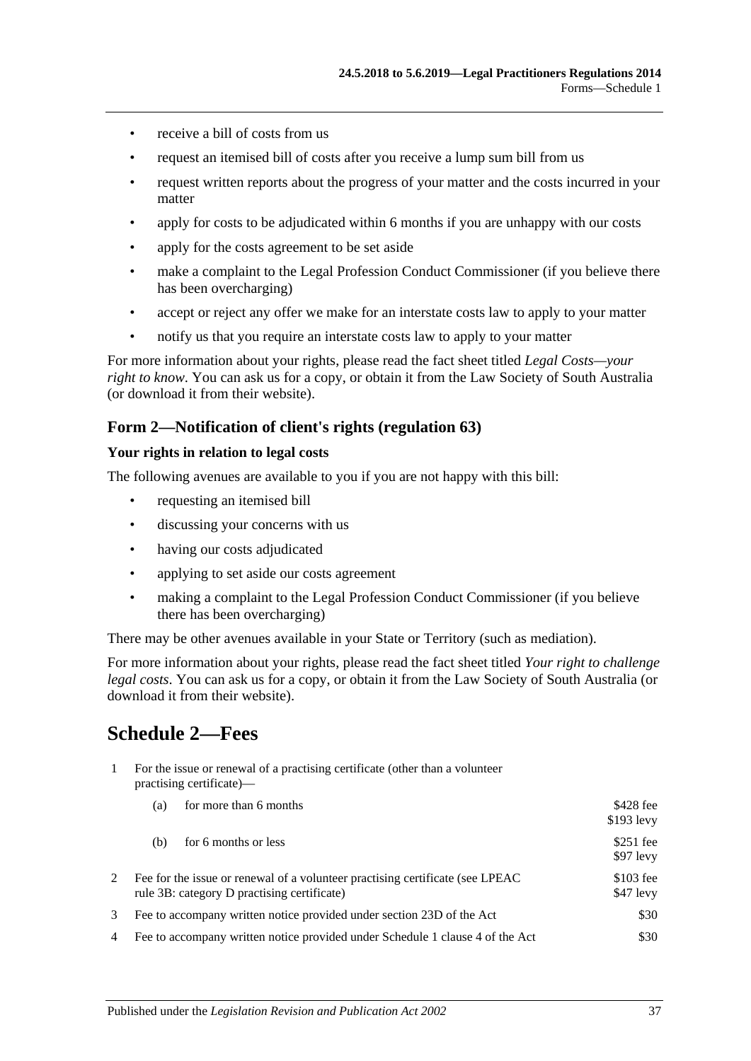- receive a bill of costs from us
- request an itemised bill of costs after you receive a lump sum bill from us
- request written reports about the progress of your matter and the costs incurred in your matter
- apply for costs to be adjudicated within 6 months if you are unhappy with our costs
- apply for the costs agreement to be set aside
- make a complaint to the Legal Profession Conduct Commissioner (if you believe there has been overcharging)
- accept or reject any offer we make for an interstate costs law to apply to your matter
- notify us that you require an interstate costs law to apply to your matter

For more information about your rights, please read the fact sheet titled *Legal Costs—your right to know*. You can ask us for a copy, or obtain it from the Law Society of South Australia (or download it from their website).

### Form 2—Notification of client's rights (regulation 63)

**Your rights in relation to legal costs**

The following avenues are available to you if you are not happy with this bill:

- requesting an itemised bill
- discussing your concerns with us
- having our costs adjudicated
- applying to set aside our costs agreement
- making a complaint to the Legal Profession Conduct Commissioner (if you believe there has been overcharging)

There may be other avenues available in your State or Territory (such as mediation).

For more information about your rights, please read the fact sheet titled *Your right to challenge legal costs*. You can ask us for a copy, or obtain it from the Law Society of South Australia (or download it from their website).

## Schedule 2—Fees

| | | | |
|---|---|---|---|
| 1 | For the issue or renewal of a practising certificate (other than a volunteer practising certificate)— | | |
| | (a) | for more than 6 months | \$428 fee<br>\$193 levy |
| | (b) | for 6 months or less | \$251 fee<br>\$97 levy |
| 2 | Fee for the issue or renewal of a volunteer practising certificate (see LPEAC rule 3B: category D practising certificate) | | \$103 fee<br>\$47 levy |
| 3 | Fee to accompany written notice provided under section 23D of the Act | | \$30 |
| 4 | Fee to accompany written notice provided under Schedule 1 clause 4 of the Act | | \$30 |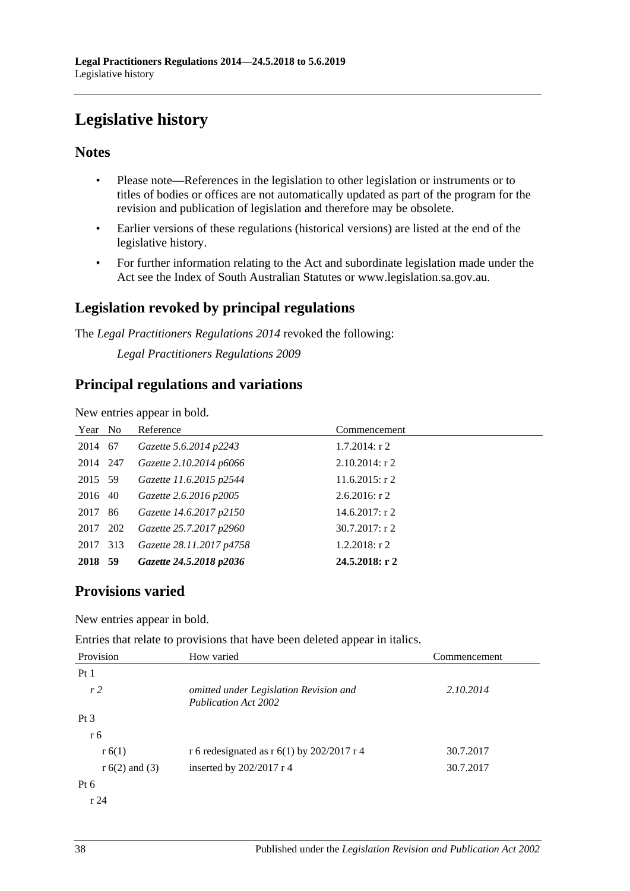# Legislative history

## Notes

- Please note—References in the legislation to other legislation or instruments or to titles of bodies or offices are not automatically updated as part of the program for the revision and publication of legislation and therefore may be obsolete.
- Earlier versions of these regulations (historical versions) are listed at the end of the legislative history.
- For further information relating to the Act and subordinate legislation made under the Act see the Index of South Australian Statutes or www.legislation.sa.gov.au.

## Legislation revoked by principal regulations

The *Legal Practitioners Regulations 2014* revoked the following:

*Legal Practitioners Regulations 2009*

## Principal regulations and variations

New entries appear in bold.

| Year | No | Reference | Commencement |
|---|---|---|---|
| 2014 | 67 | *Gazette 5.6.2014 p2243* | 1.7.2014: r 2 |
| 2014 | 247 | *Gazette 2.10.2014 p6066* | 2.10.2014: r 2 |
| 2015 | 59 | *Gazette 11.6.2015 p2544* | 11.6.2015: r 2 |
| 2016 | 40 | *Gazette 2.6.2016 p2005* | 2.6.2016: r 2 |
| 2017 | 86 | *Gazette 14.6.2017 p2150* | 14.6.2017: r 2 |
| 2017 | 202 | *Gazette 25.7.2017 p2960* | 30.7.2017: r 2 |
| 2017 | 313 | *Gazette 28.11.2017 p4758* | 1.2.2018: r 2 |
| **2018** | **59** | ***Gazette 24.5.2018 p2036*** | **24.5.2018: r 2** |

## Provisions varied

New entries appear in bold.

Entries that relate to provisions that have been deleted appear in italics.

| Provision | How varied | Commencement |
|---|---|---|
| Pt 1 | | |
| *r 2* | *omitted under Legislation Revision and Publication Act 2002* | *2.10.2014* |
| Pt 3 | | |
| r 6 | | |
| r 6(1) | r 6 redesignated as r 6(1) by 202/2017 r 4 | 30.7.2017 |
| r 6(2) and (3) | inserted by 202/2017 r 4 | 30.7.2017 |
| Pt 6 | | |
| r 24 | | |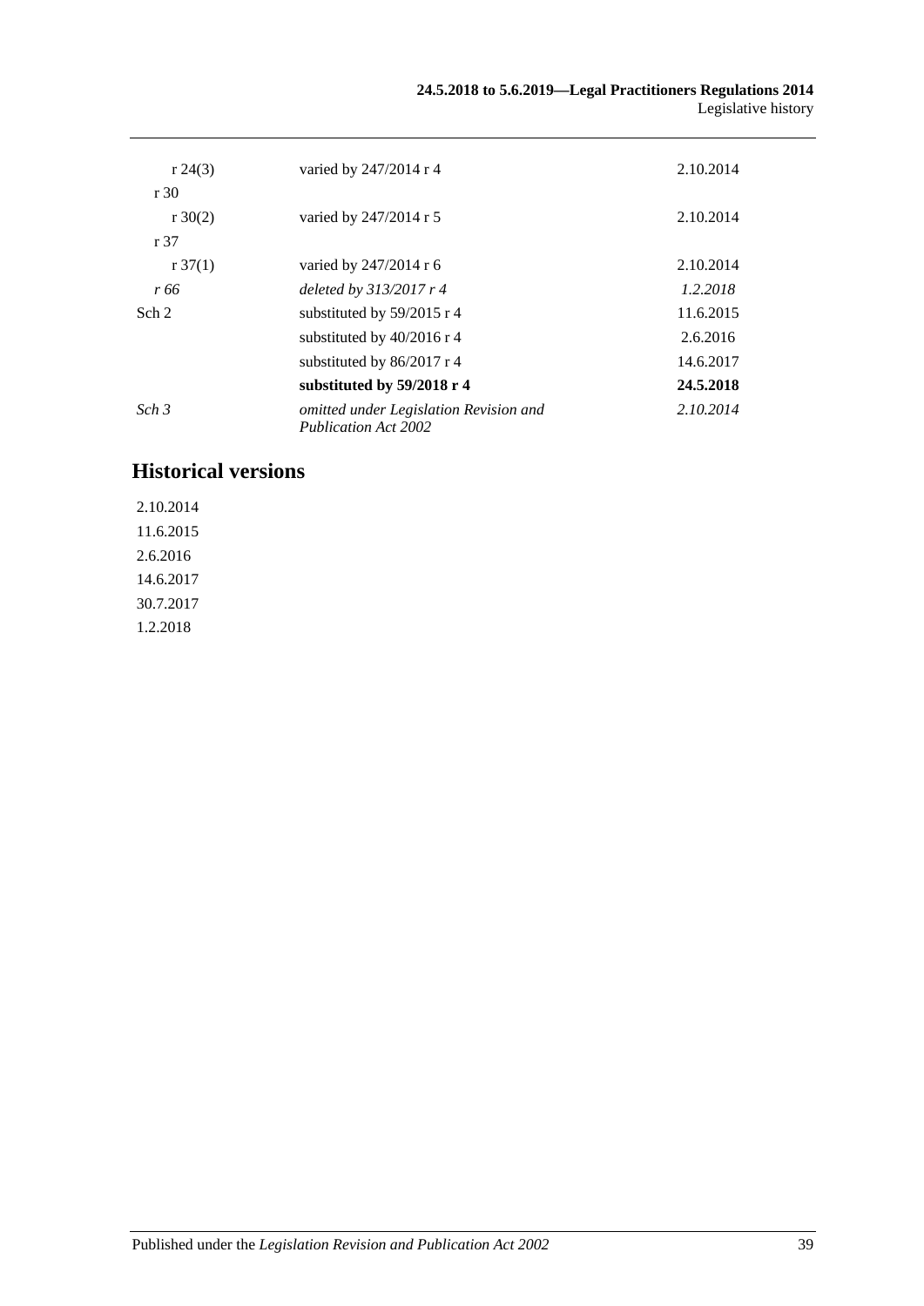| | | |
|---|---|---|
| r 24(3) | varied by 247/2014 r 4 | 2.10.2014 |
| r 30 | | |
| r 30(2) | varied by 247/2014 r 5 | 2.10.2014 |
| r 37 | | |
| r 37(1) | varied by 247/2014 r 6 | 2.10.2014 |
| *r 66* | *deleted by 313/2017 r 4* | *1.2.2018* |
| Sch 2 | substituted by 59/2015 r 4 | 11.6.2015 |
| | substituted by 40/2016 r 4 | 2.6.2016 |
| | substituted by 86/2017 r 4 | 14.6.2017 |
| | **substituted by 59/2018 r 4** | **24.5.2018** |
| *Sch 3* | *omitted under Legislation Revision and Publication Act 2002* | *2.10.2014* |

## Historical versions

2.10.2014

11.6.2015

2.6.2016

14.6.2017

30.7.2017

1.2.2018